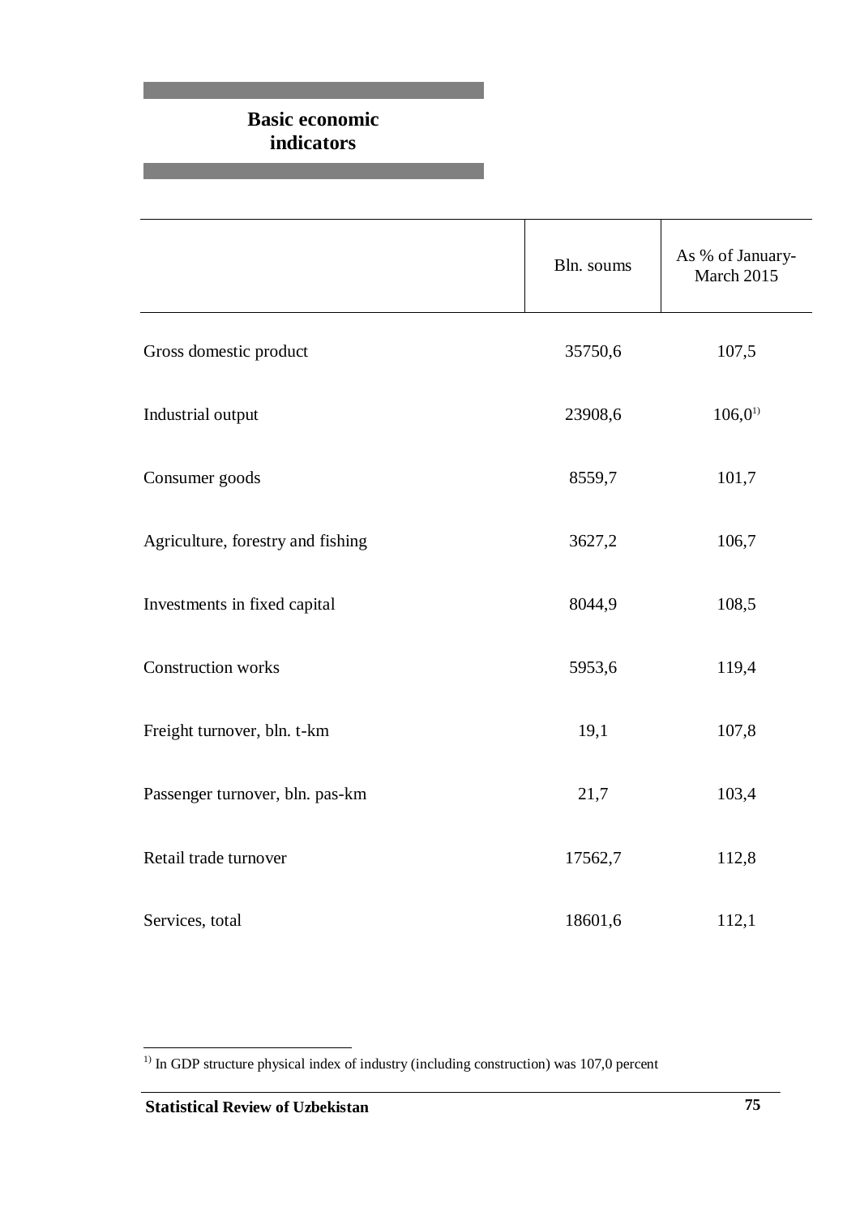## Basic economic indicators

| | Bln. soums | As % of January-March 2015 |
|---|---|---|
| Gross domestic product | 35750,6 | 107,5 |
| Industrial output | 23908,6 | 106,0[1] |
| Consumer goods | 8559,7 | 101,7 |
| Agriculture, forestry and fishing | 3627,2 | 106,7 |
| Investments in fixed capital | 8044,9 | 108,5 |
| Construction works | 5953,6 | 119,4 |
| Freight turnover, bln. t-km | 19,1 | 107,8 |
| Passenger turnover, bln. pas-km | 21,7 | 103,4 |
| Retail trade turnover | 17562,7 | 112,8 |
| Services, total | 18601,6 | 112,1 |

[1] In GDP structure physical index of industry (including construction) was 107,0 percent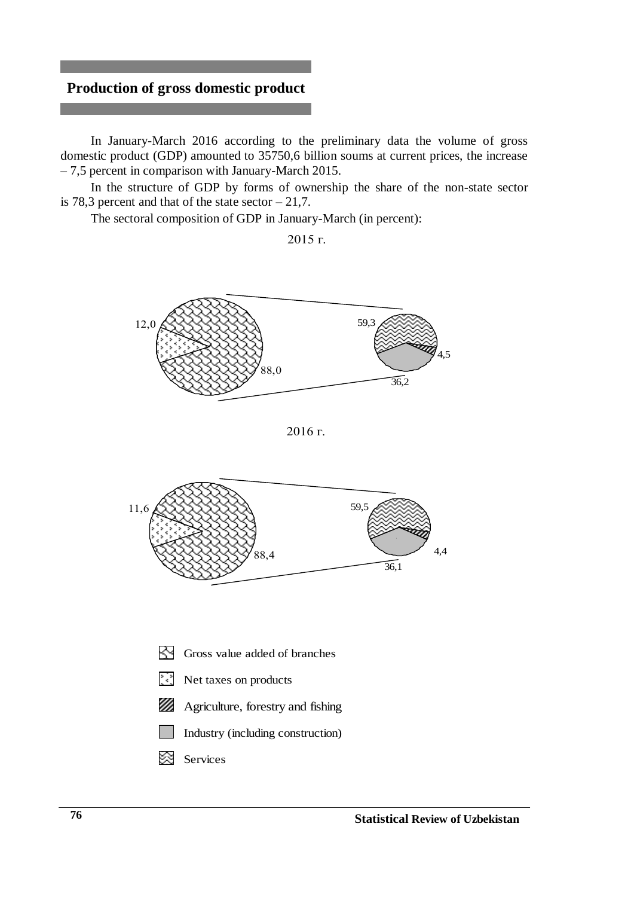## Production of gross domestic product

In January-March 2016 according to the preliminary data the volume of gross domestic product (GDP) amounted to 35750,6 billion soums at current prices, the increase – 7,5 percent in comparison with January-March 2015.

In the structure of GDP by forms of ownership the share of the non-state sector is 78,3 percent and that of the state sector – 21,7.

The sectoral composition of GDP in January-March (in percent):

2015 г.

12,0

88,0

59,3

4,5

36,2

2016 г.

11,6

88,4

59,5

4,4

36,1

Gross value added of branches

Net taxes on products

Agriculture, forestry and fishing

Industry (including construction)

Services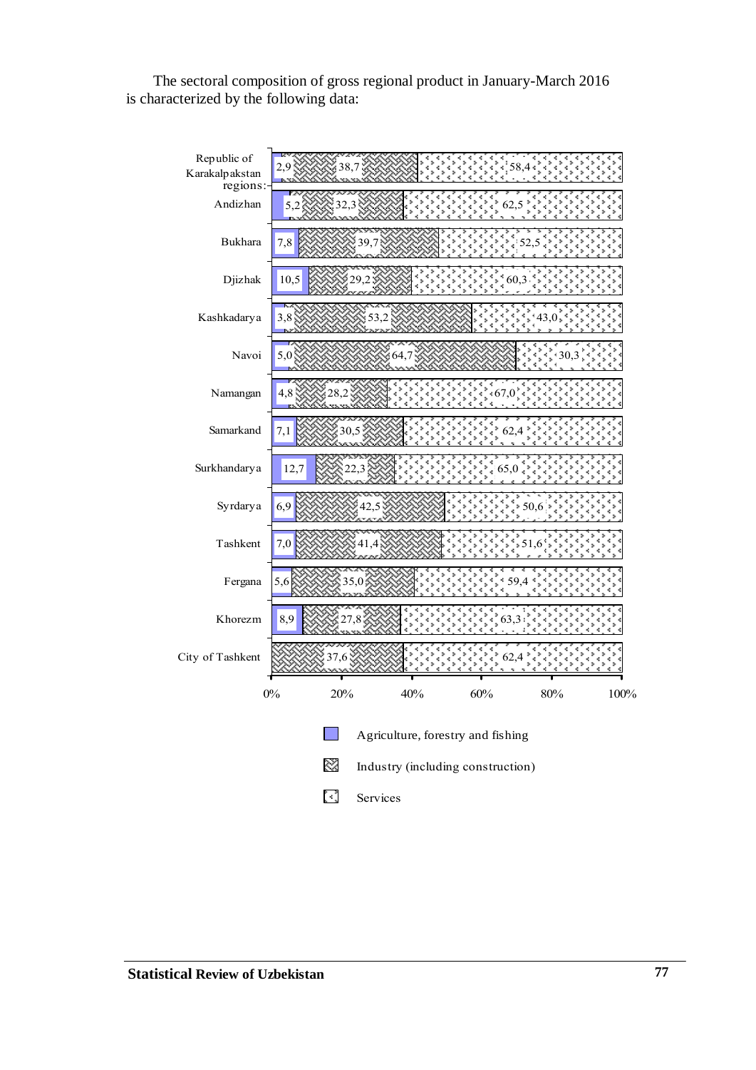The sectoral composition of gross regional product in January-March 2016 is characterized by the following data:

Republic of Karakalpakstan: 2,9 | 38,7 | 58,4

regions:

Andizhan: 5,2 | 32,3 | 62,5

Bukhara: 7,8 | 39,7 | 52,5

Djizhak: 10,5 | 29,2 | 60,3

Kashkadarya: 3,8 | 53,2 | 43,0

Navoi: 5,0 | 64,7 | 30,3

Namangan: 4,8 | 28,2 | 67,0

Samarkand: 7,1 | 30,5 | 62,4

Surkhandarya: 12,7 | 22,3 | 65,0

Syrdarya: 6,9 | 42,5 | 50,6

Tashkent: 7,0 | 41,4 | 51,6

Fergana: 5,6 | 35,0 | 59,4

Khorezm: 8,9 | 27,8 | 63,3

City of Tashkent: 37,6 | 62,4

0% 20% 40% 60% 80% 100%

Agriculture, forestry and fishing

Industry (including construction)

Services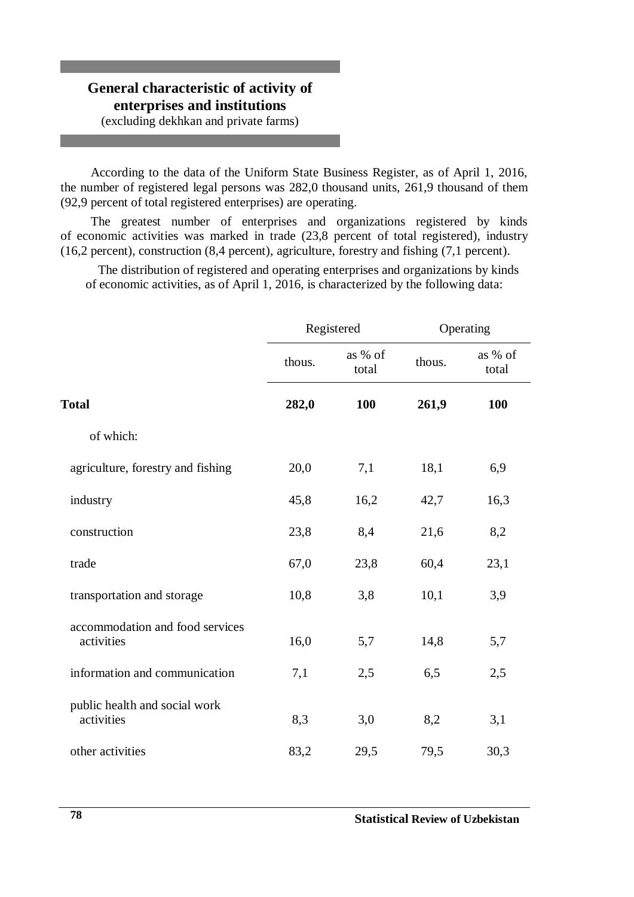## General characteristic of activity of enterprises and institutions

(excluding dekhkan and private farms)

According to the data of the Uniform State Business Register, as of April 1, 2016, the number of registered legal persons was 282,0 thousand units, 261,9 thousand of them (92,9 percent of total registered enterprises) are operating.

The greatest number of enterprises and organizations registered by kinds of economic activities was marked in trade (23,8 percent of total registered), industry (16,2 percent), construction (8,4 percent), agriculture, forestry and fishing (7,1 percent).

The distribution of registered and operating enterprises and organizations by kinds of economic activities, as of April 1, 2016, is characterized by the following data:

| | Registered | | Operating | |
|---|---|---|---|---|
| | thous. | as % of total | thous. | as % of total |
| **Total** | **282,0** | **100** | **261,9** | **100** |
| of which: | | | | |
| agriculture, forestry and fishing | 20,0 | 7,1 | 18,1 | 6,9 |
| industry | 45,8 | 16,2 | 42,7 | 16,3 |
| construction | 23,8 | 8,4 | 21,6 | 8,2 |
| trade | 67,0 | 23,8 | 60,4 | 23,1 |
| transportation and storage | 10,8 | 3,8 | 10,1 | 3,9 |
| accommodation and food services activities | 16,0 | 5,7 | 14,8 | 5,7 |
| information and communication | 7,1 | 2,5 | 6,5 | 2,5 |
| public health and social work activities | 8,3 | 3,0 | 8,2 | 3,1 |
| other activities | 83,2 | 29,5 | 79,5 | 30,3 |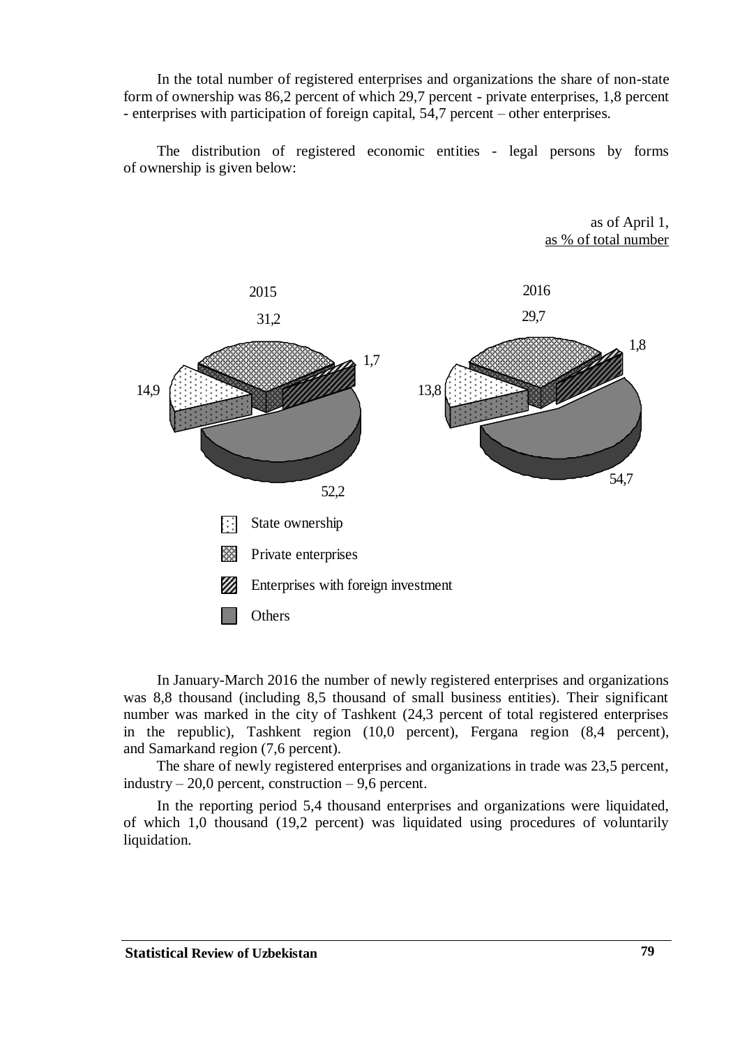In the total number of registered enterprises and organizations the share of non-state form of ownership was 86,2 percent of which 29,7 percent - private enterprises, 1,8 percent - enterprises with participation of foreign capital, 54,7 percent – other enterprises.

The distribution of registered economic entities - legal persons by forms of ownership is given below:

as of April 1,
as % of total number

2015

31,2

1,7

14,9

52,2

2016

29,7

1,8

13,8

54,7

State ownership

Private enterprises

Enterprises with foreign investment

Others

In January-March 2016 the number of newly registered enterprises and organizations was 8,8 thousand (including 8,5 thousand of small business entities). Their significant number was marked in the city of Tashkent (24,3 percent of total registered enterprises in the republic), Tashkent region (10,0 percent), Fergana region (8,4 percent), and Samarkand region (7,6 percent).

The share of newly registered enterprises and organizations in trade was 23,5 percent, industry – 20,0 percent, construction – 9,6 percent.

In the reporting period 5,4 thousand enterprises and organizations were liquidated, of which 1,0 thousand (19,2 percent) was liquidated using procedures of voluntarily liquidation.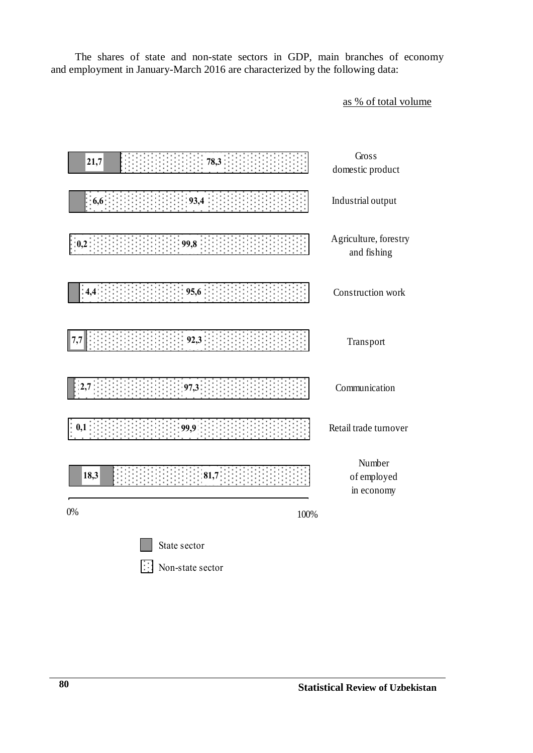The shares of state and non-state sectors in GDP, main branches of economy and employment in January-March 2016 are characterized by the following data:

as % of total volume

Gross domestic product
21,7
78,3

Industrial output
6,6
93,4

Agriculture, forestry and fishing
0,2
99,8

Construction work
4,4
95,6

Transport
7,7
92,3

Communication
2,7
97,3

Retail trade turnover
0,1
99,9

Number of employed in economy
18,3
81,7

0%
100%

State sector
Non-state sector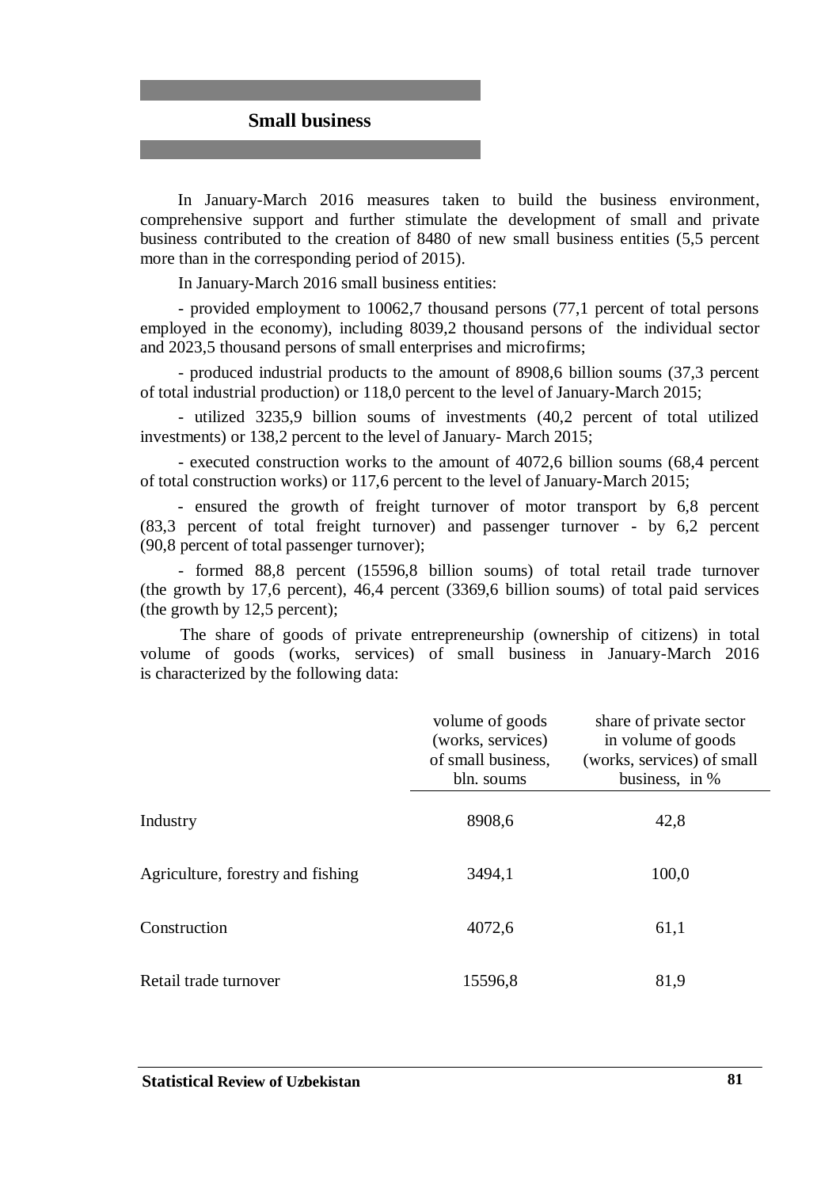## Small business

In January-March 2016 measures taken to build the business environment, comprehensive support and further stimulate the development of small and private business contributed to the creation of 8480 of new small business entities (5,5 percent more than in the corresponding period of 2015).

In January-March 2016 small business entities:

- provided employment to 10062,7 thousand persons (77,1 percent of total persons employed in the economy), including 8039,2 thousand persons of the individual sector and 2023,5 thousand persons of small enterprises and microfirms;

- produced industrial products to the amount of 8908,6 billion soums (37,3 percent of total industrial production) or 118,0 percent to the level of January-March 2015;

- utilized 3235,9 billion soums of investments (40,2 percent of total utilized investments) or 138,2 percent to the level of January- March 2015;

- executed construction works to the amount of 4072,6 billion soums (68,4 percent of total construction works) or 117,6 percent to the level of January-March 2015;

- ensured the growth of freight turnover of motor transport by 6,8 percent (83,3 percent of total freight turnover) and passenger turnover - by 6,2 percent (90,8 percent of total passenger turnover);

- formed 88,8 percent (15596,8 billion soums) of total retail trade turnover (the growth by 17,6 percent), 46,4 percent (3369,6 billion soums) of total paid services (the growth by 12,5 percent);

The share of goods of private entrepreneurship (ownership of citizens) in total volume of goods (works, services) of small business in January-March 2016 is characterized by the following data:

| | volume of goods (works, services) of small business, bln. soums | share of private sector in volume of goods (works, services) of small business, in % |
|---|---|---|
| Industry | 8908,6 | 42,8 |
| Agriculture, forestry and fishing | 3494,1 | 100,0 |
| Construction | 4072,6 | 61,1 |
| Retail trade turnover | 15596,8 | 81,9 |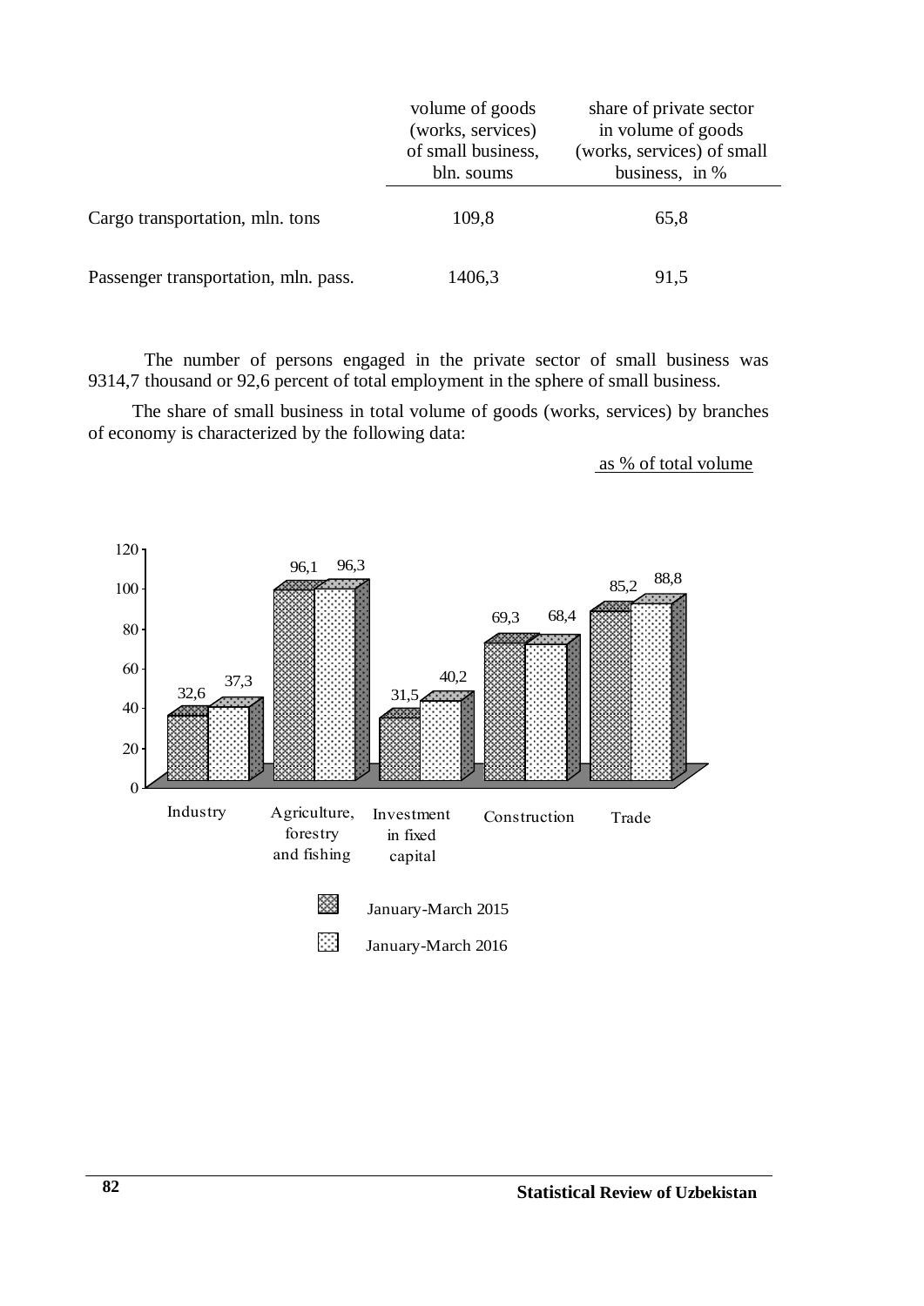| | volume of goods (works, services) of small business, bln. soums | share of private sector in volume of goods (works, services) of small business, in % |
|---|---|---|
| Cargo transportation, mln. tons | 109,8 | 65,8 |
| Passenger transportation, mln. pass. | 1406,3 | 91,5 |

The number of persons engaged in the private sector of small business was 9314,7 thousand or 92,6 percent of total employment in the sphere of small business.

The share of small business in total volume of goods (works, services) by branches of economy is characterized by the following data:

as % of total volume

120
100
80
60
40
20
0

Industry: 32,6; 37,3
Agriculture, forestry and fishing: 96,1; 96,3
Investment in fixed capital: 31,5; 40,2
Construction: 69,3; 68,4
Trade: 85,2; 88,8

January-March 2015
January-March 2016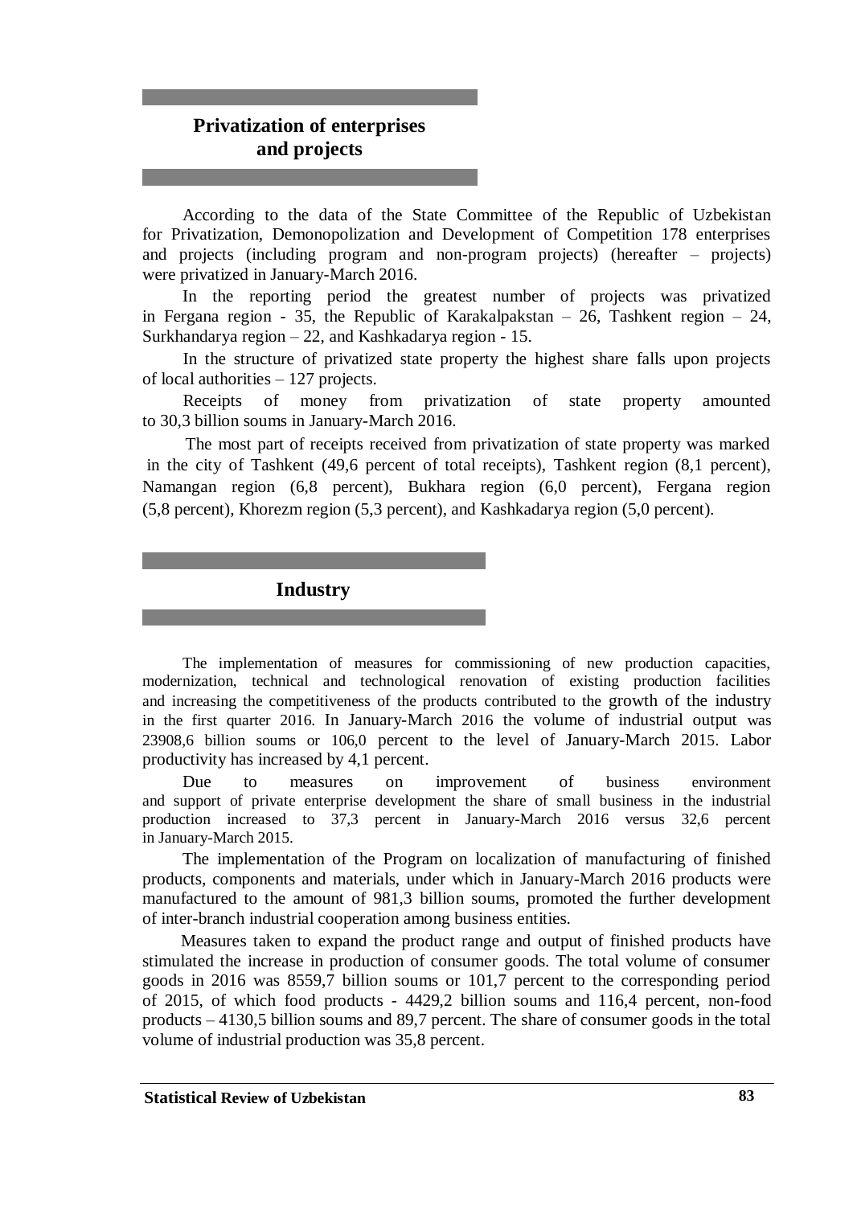## Privatization of enterprises and projects

According to the data of the State Committee of the Republic of Uzbekistan for Privatization, Demonopolization and Development of Competition 178 enterprises and projects (including program and non-program projects) (hereafter – projects) were privatized in January-March 2016.

In the reporting period the greatest number of projects was privatized in Fergana region - 35, the Republic of Karakalpakstan – 26, Tashkent region – 24, Surkhandarya region – 22, and Kashkadarya region - 15.

In the structure of privatized state property the highest share falls upon projects of local authorities – 127 projects.

Receipts of money from privatization of state property amounted to 30,3 billion soums in January-March 2016.

The most part of receipts received from privatization of state property was marked in the city of Tashkent (49,6 percent of total receipts), Tashkent region (8,1 percent), Namangan region (6,8 percent), Bukhara region (6,0 percent), Fergana region (5,8 percent), Khorezm region (5,3 percent), and Kashkadarya region (5,0 percent).

## Industry

The implementation of measures for commissioning of new production capacities, modernization, technical and technological renovation of existing production facilities and increasing the competitiveness of the products contributed to the growth of the industry in the first quarter 2016. In January-March 2016 the volume of industrial output was 23908,6 billion soums or 106,0 percent to the level of January-March 2015. Labor productivity has increased by 4,1 percent.

Due to measures on improvement of business environment and support of private enterprise development the share of small business in the industrial production increased to 37,3 percent in January-March 2016 versus 32,6 percent in January-March 2015.

The implementation of the Program on localization of manufacturing of finished products, components and materials, under which in January-March 2016 products were manufactured to the amount of 981,3 billion soums, promoted the further development of inter-branch industrial cooperation among business entities.

Measures taken to expand the product range and output of finished products have stimulated the increase in production of consumer goods. The total volume of consumer goods in 2016 was 8559,7 billion soums or 101,7 percent to the corresponding period of 2015, of which food products - 4429,2 billion soums and 116,4 percent, non-food products – 4130,5 billion soums and 89,7 percent. The share of consumer goods in the total volume of industrial production was 35,8 percent.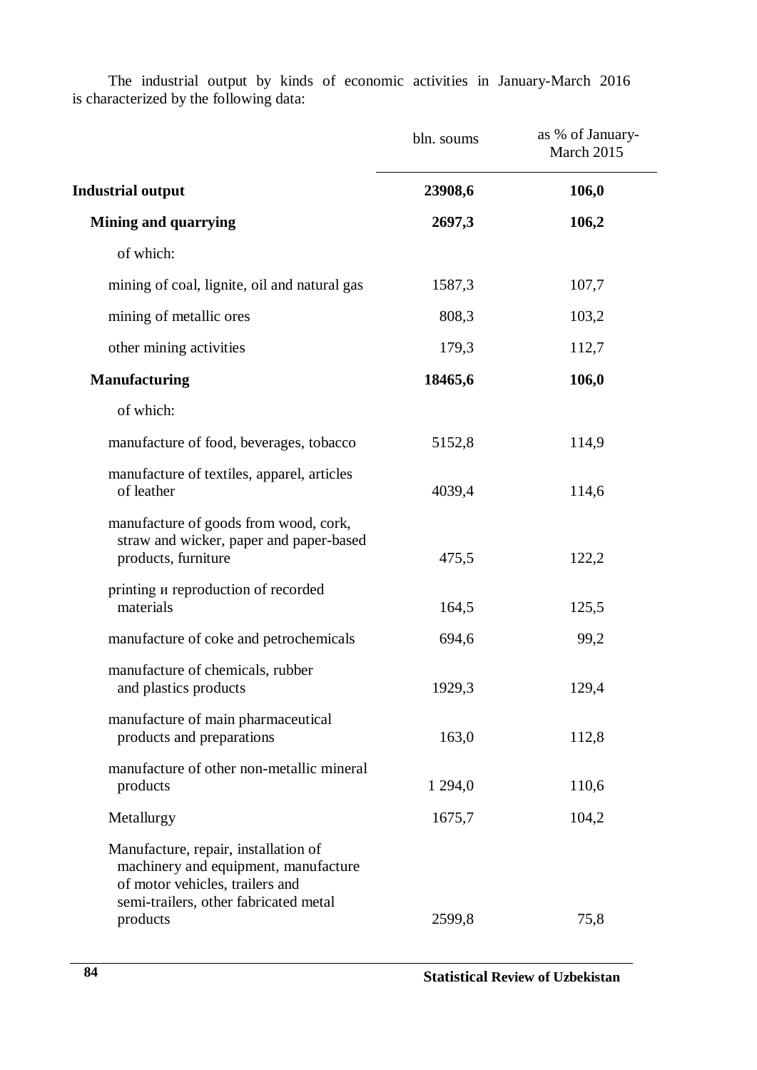The industrial output by kinds of economic activities in January-March 2016 is characterized by the following data:

| | bln. soums | as % of January-March 2015 |
|---|---|---|
| **Industrial output** | **23908,6** | **106,0** |
| **Mining and quarrying** | **2697,3** | **106,2** |
| of which: | | |
| mining of coal, lignite, oil and natural gas | 1587,3 | 107,7 |
| mining of metallic ores | 808,3 | 103,2 |
| other mining activities | 179,3 | 112,7 |
| **Manufacturing** | **18465,6** | **106,0** |
| of which: | | |
| manufacture of food, beverages, tobacco | 5152,8 | 114,9 |
| manufacture of textiles, apparel, articles of leather | 4039,4 | 114,6 |
| manufacture of goods from wood, cork, straw and wicker, paper and paper-based products, furniture | 475,5 | 122,2 |
| printing и reproduction of recorded materials | 164,5 | 125,5 |
| manufacture of coke and petrochemicals | 694,6 | 99,2 |
| manufacture of chemicals, rubber and plastics products | 1929,3 | 129,4 |
| manufacture of main pharmaceutical products and preparations | 163,0 | 112,8 |
| manufacture of other non-metallic mineral products | 1 294,0 | 110,6 |
| Metallurgy | 1675,7 | 104,2 |
| Manufacture, repair, installation of machinery and equipment, manufacture of motor vehicles, trailers and semi-trailers, other fabricated metal products | 2599,8 | 75,8 |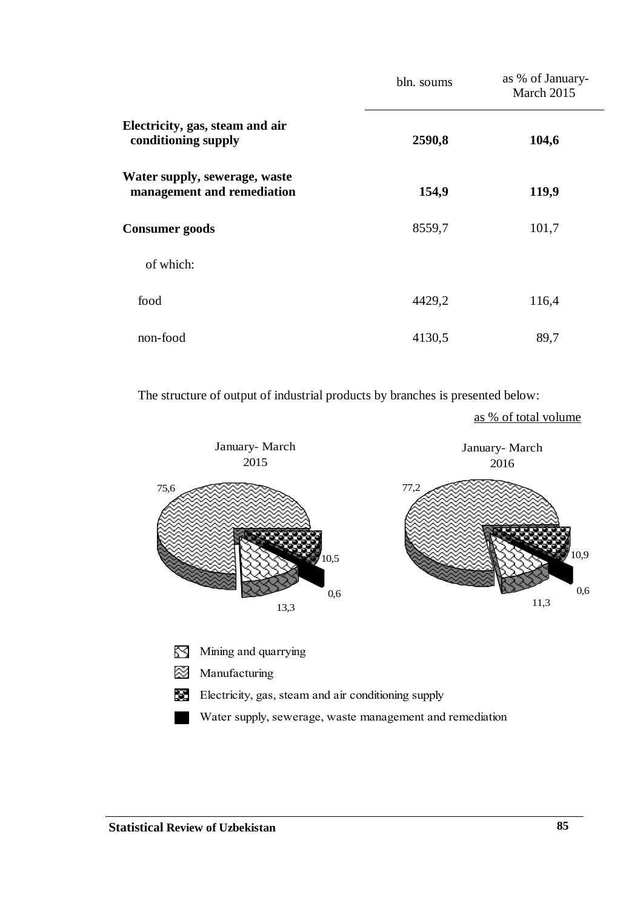| | bln. soums | as % of January-March 2015 |
|---|---|---|
| **Electricity, gas, steam and air conditioning supply** | **2590,8** | **104,6** |
| **Water supply, sewerage, waste management and remediation** | **154,9** | **119,9** |
| **Consumer goods** | 8559,7 | 101,7 |
| of which: | | |
| food | 4429,2 | 116,4 |
| non-food | 4130,5 | 89,7 |

The structure of output of industrial products by branches is presented below:

as % of total volume

January- March 2015

75,6

10,5

0,6

13,3

January- March 2016

77,2

10,9

0,6

11,3

Mining and quarrying

Manufacturing

Electricity, gas, steam and air conditioning supply

Water supply, sewerage, waste management and remediation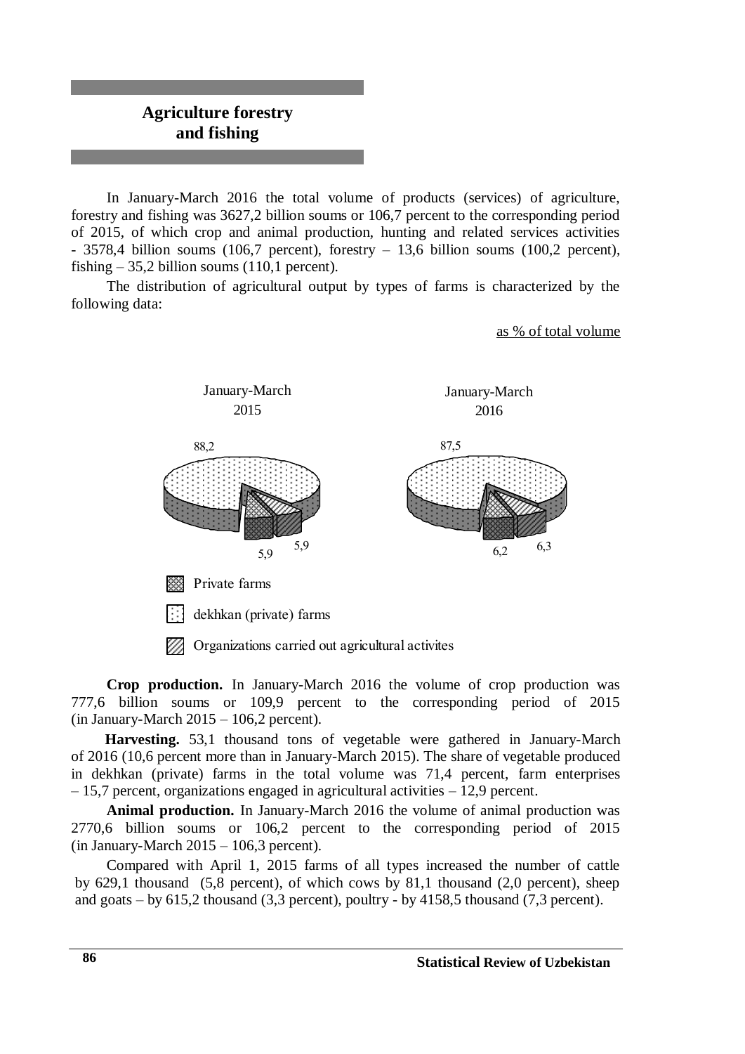## Agriculture forestry and fishing

In January-March 2016 the total volume of products (services) of agriculture, forestry and fishing was 3627,2 billion soums or 106,7 percent to the corresponding period of 2015, of which crop and animal production, hunting and related services activities - 3578,4 billion soums (106,7 percent), forestry – 13,6 billion soums (100,2 percent), fishing – 35,2 billion soums (110,1 percent).

The distribution of agricultural output by types of farms is characterized by the following data:

as % of total volume

January-March 2015

88,2

5,9

5,9

January-March 2016

87,5

6,2

6,3

Private farms

dekhkan (private) farms

Organizations carried out agricultural activites

**Crop production.** In January-March 2016 the volume of crop production was 777,6 billion soums or 109,9 percent to the corresponding period of 2015 (in January-March 2015 – 106,2 percent).

**Harvesting.** 53,1 thousand tons of vegetable were gathered in January-March of 2016 (10,6 percent more than in January-March 2015). The share of vegetable produced in dekhkan (private) farms in the total volume was 71,4 percent, farm enterprises – 15,7 percent, organizations engaged in agricultural activities – 12,9 percent.

**Animal production.** In January-March 2016 the volume of animal production was 2770,6 billion soums or 106,2 percent to the corresponding period of 2015 (in January-March 2015 – 106,3 percent).

Compared with April 1, 2015 farms of all types increased the number of cattle by 629,1 thousand (5,8 percent), of which cows by 81,1 thousand (2,0 percent), sheep and goats – by 615,2 thousand (3,3 percent), poultry - by 4158,5 thousand (7,3 percent).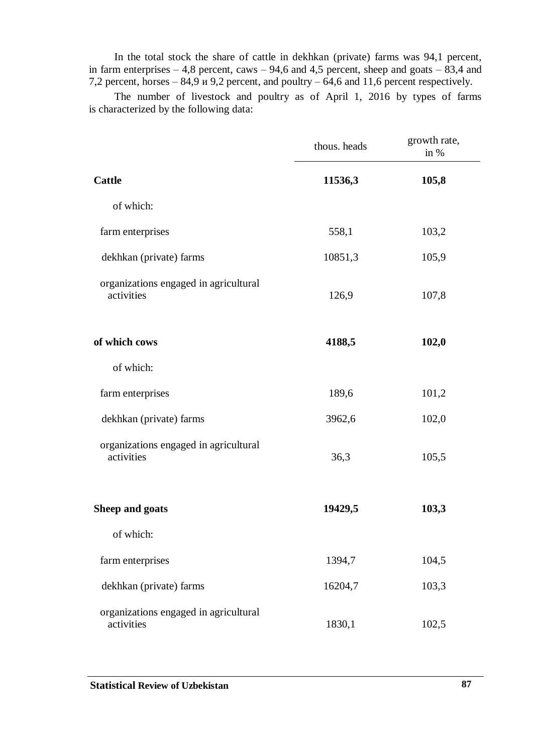In the total stock the share of cattle in dekhkan (private) farms was 94,1 percent, in farm enterprises – 4,8 percent, caws – 94,6 and 4,5 percent, sheep and goats – 83,4 and 7,2 percent, horses – 84,9 и 9,2 percent, and poultry – 64,6 and 11,6 percent respectively.

The number of livestock and poultry as of April 1, 2016 by types of farms is characterized by the following data:

| | thous. heads | growth rate, in % |
|---|---|---|
| **Cattle** | **11536,3** | **105,8** |
| of which: | | |
| farm enterprises | 558,1 | 103,2 |
| dekhkan (private) farms | 10851,3 | 105,9 |
| organizations engaged in agricultural activities | 126,9 | 107,8 |
| **of which cows** | **4188,5** | **102,0** |
| of which: | | |
| farm enterprises | 189,6 | 101,2 |
| dekhkan (private) farms | 3962,6 | 102,0 |
| organizations engaged in agricultural activities | 36,3 | 105,5 |
| **Sheep and goats** | **19429,5** | **103,3** |
| of which: | | |
| farm enterprises | 1394,7 | 104,5 |
| dekhkan (private) farms | 16204,7 | 103,3 |
| organizations engaged in agricultural activities | 1830,1 | 102,5 |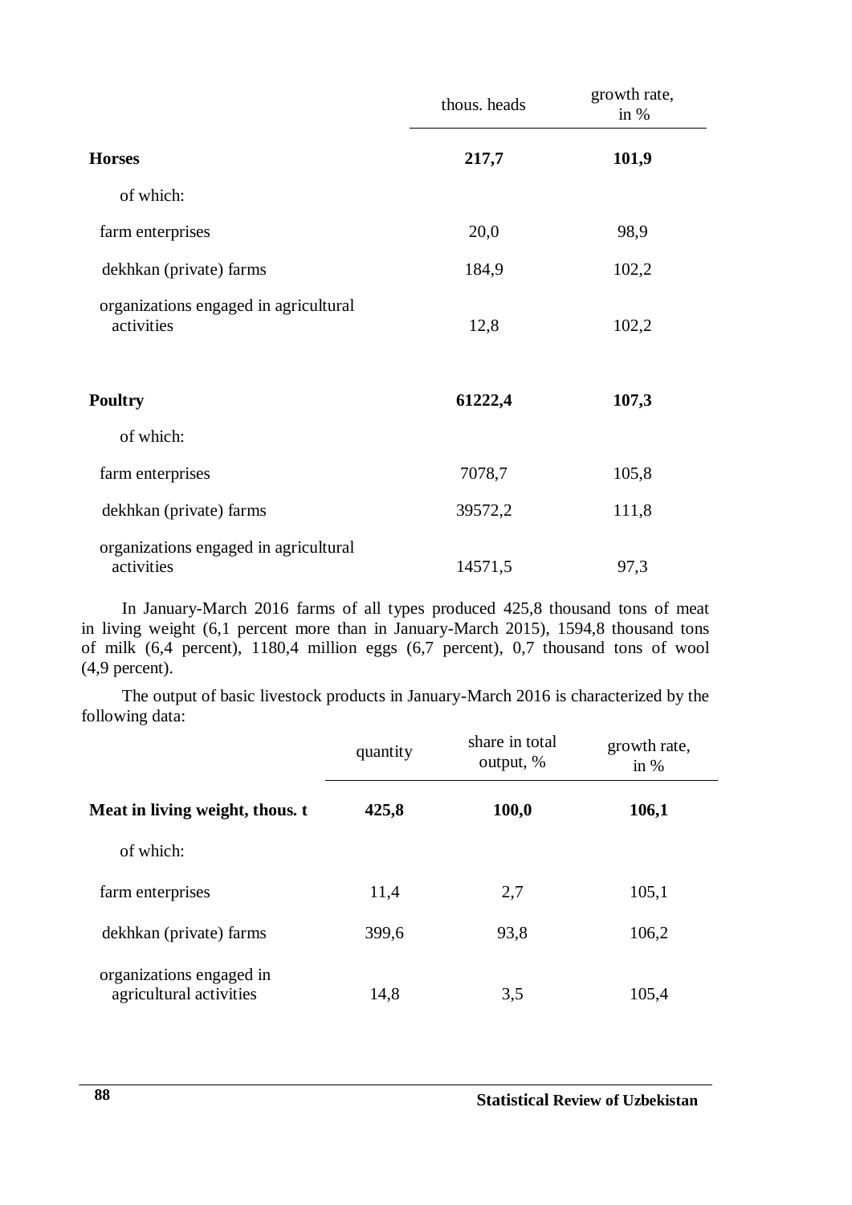| | thous. heads | growth rate, in % |
|---|---|---|
| **Horses** | **217,7** | **101,9** |
| of which: | | |
| farm enterprises | 20,0 | 98,9 |
| dekhkan (private) farms | 184,9 | 102,2 |
| organizations engaged in agricultural activities | 12,8 | 102,2 |
| **Poultry** | **61222,4** | **107,3** |
| of which: | | |
| farm enterprises | 7078,7 | 105,8 |
| dekhkan (private) farms | 39572,2 | 111,8 |
| organizations engaged in agricultural activities | 14571,5 | 97,3 |

In January-March 2016 farms of all types produced 425,8 thousand tons of meat in living weight (6,1 percent more than in January-March 2015), 1594,8 thousand tons of milk (6,4 percent), 1180,4 million eggs (6,7 percent), 0,7 thousand tons of wool (4,9 percent).

The output of basic livestock products in January-March 2016 is characterized by the following data:

| | quantity | share in total output, % | growth rate, in % |
|---|---|---|---|
| **Meat in living weight, thous. t** | **425,8** | **100,0** | **106,1** |
| of which: | | | |
| farm enterprises | 11,4 | 2,7 | 105,1 |
| dekhkan (private) farms | 399,6 | 93,8 | 106,2 |
| organizations engaged in agricultural activities | 14,8 | 3,5 | 105,4 |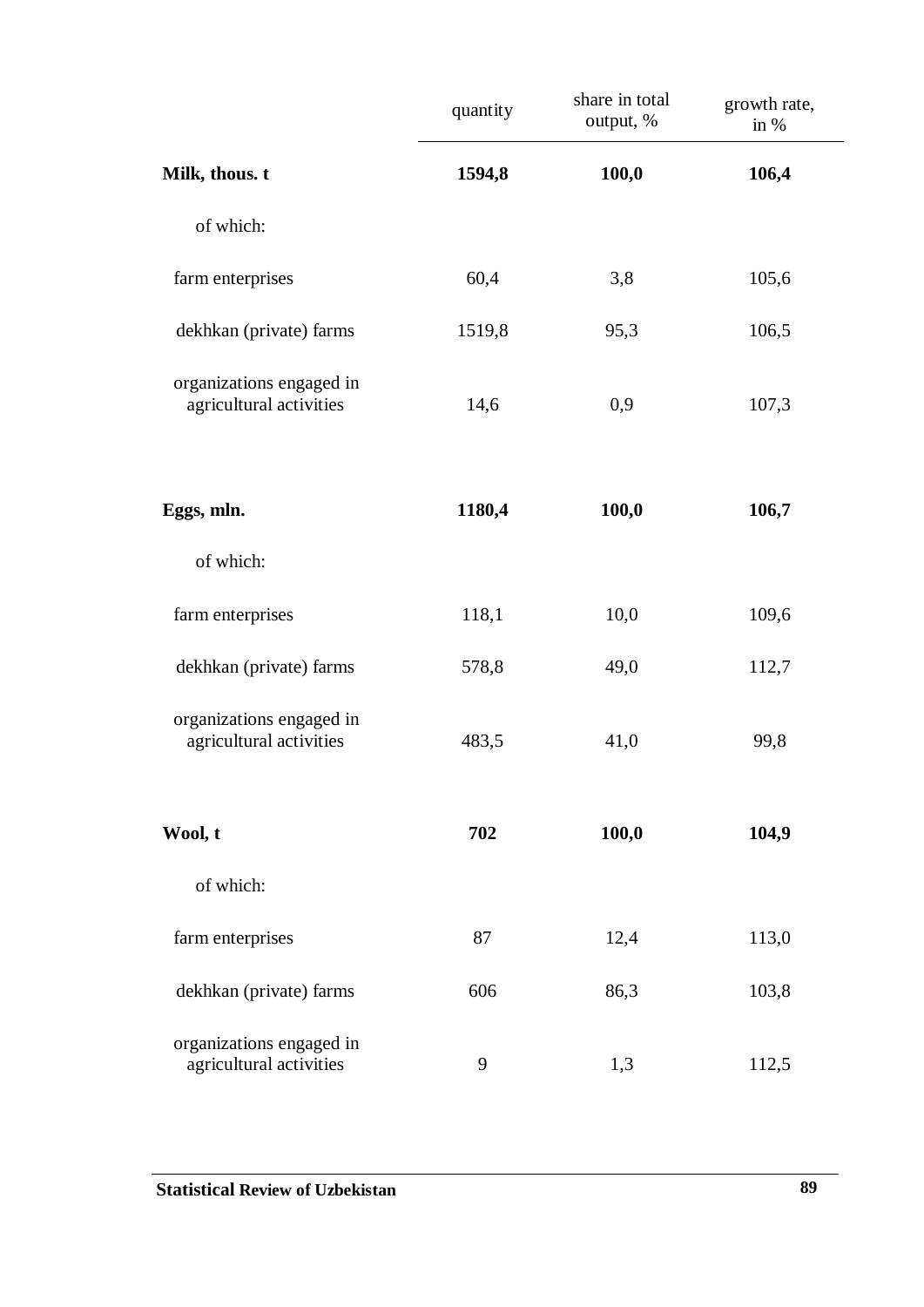| | quantity | share in total output, % | growth rate, in % |
|---|---|---|---|
| **Milk, thous. t** | **1594,8** | **100,0** | **106,4** |
| of which: | | | |
| farm enterprises | 60,4 | 3,8 | 105,6 |
| dekhkan (private) farms | 1519,8 | 95,3 | 106,5 |
| organizations engaged in agricultural activities | 14,6 | 0,9 | 107,3 |
| **Eggs, mln.** | **1180,4** | **100,0** | **106,7** |
| of which: | | | |
| farm enterprises | 118,1 | 10,0 | 109,6 |
| dekhkan (private) farms | 578,8 | 49,0 | 112,7 |
| organizations engaged in agricultural activities | 483,5 | 41,0 | 99,8 |
| **Wool, t** | **702** | **100,0** | **104,9** |
| of which: | | | |
| farm enterprises | 87 | 12,4 | 113,0 |
| dekhkan (private) farms | 606 | 86,3 | 103,8 |
| organizations engaged in agricultural activities | 9 | 1,3 | 112,5 |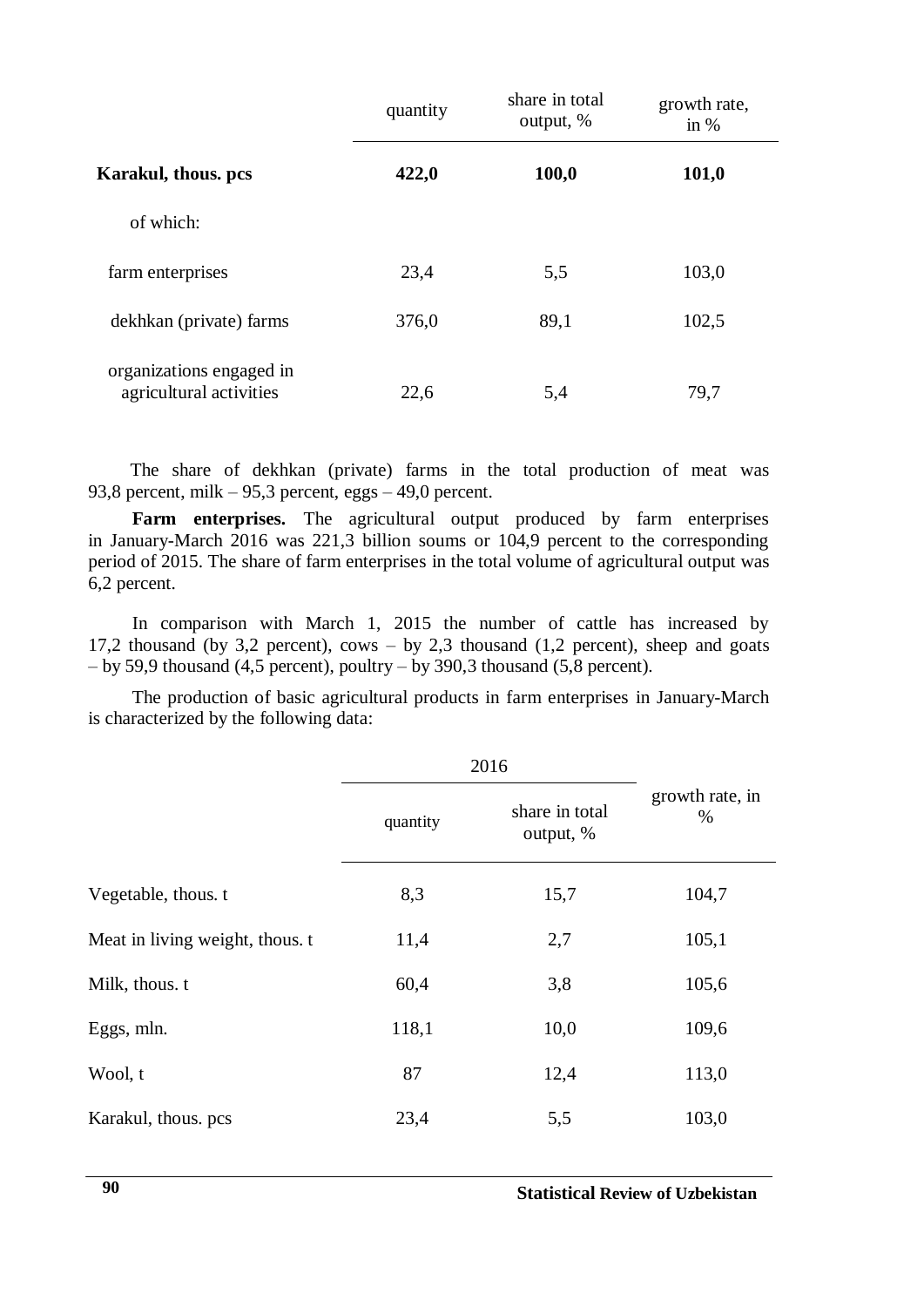| | quantity | share in total output, % | growth rate, in % |
|---|---|---|---|
| **Karakul, thous. pcs** | **422,0** | **100,0** | **101,0** |
| of which: | | | |
| farm enterprises | 23,4 | 5,5 | 103,0 |
| dekhkan (private) farms | 376,0 | 89,1 | 102,5 |
| organizations engaged in agricultural activities | 22,6 | 5,4 | 79,7 |

The share of dekhkan (private) farms in the total production of meat was 93,8 percent, milk – 95,3 percent, eggs – 49,0 percent.

**Farm enterprises.** The agricultural output produced by farm enterprises in January-March 2016 was 221,3 billion soums or 104,9 percent to the corresponding period of 2015. The share of farm enterprises in the total volume of agricultural output was 6,2 percent.

In comparison with March 1, 2015 the number of cattle has increased by 17,2 thousand (by 3,2 percent), cows – by 2,3 thousand (1,2 percent), sheep and goats – by 59,9 thousand (4,5 percent), poultry – by 390,3 thousand (5,8 percent).

The production of basic agricultural products in farm enterprises in January-March is characterized by the following data:

| | 2016 | | growth rate, in % |
|---|---|---|---|
| | quantity | share in total output, % | |
| Vegetable, thous. t | 8,3 | 15,7 | 104,7 |
| Meat in living weight, thous. t | 11,4 | 2,7 | 105,1 |
| Milk, thous. t | 60,4 | 3,8 | 105,6 |
| Eggs, mln. | 118,1 | 10,0 | 109,6 |
| Wool, t | 87 | 12,4 | 113,0 |
| Karakul, thous. pcs | 23,4 | 5,5 | 103,0 |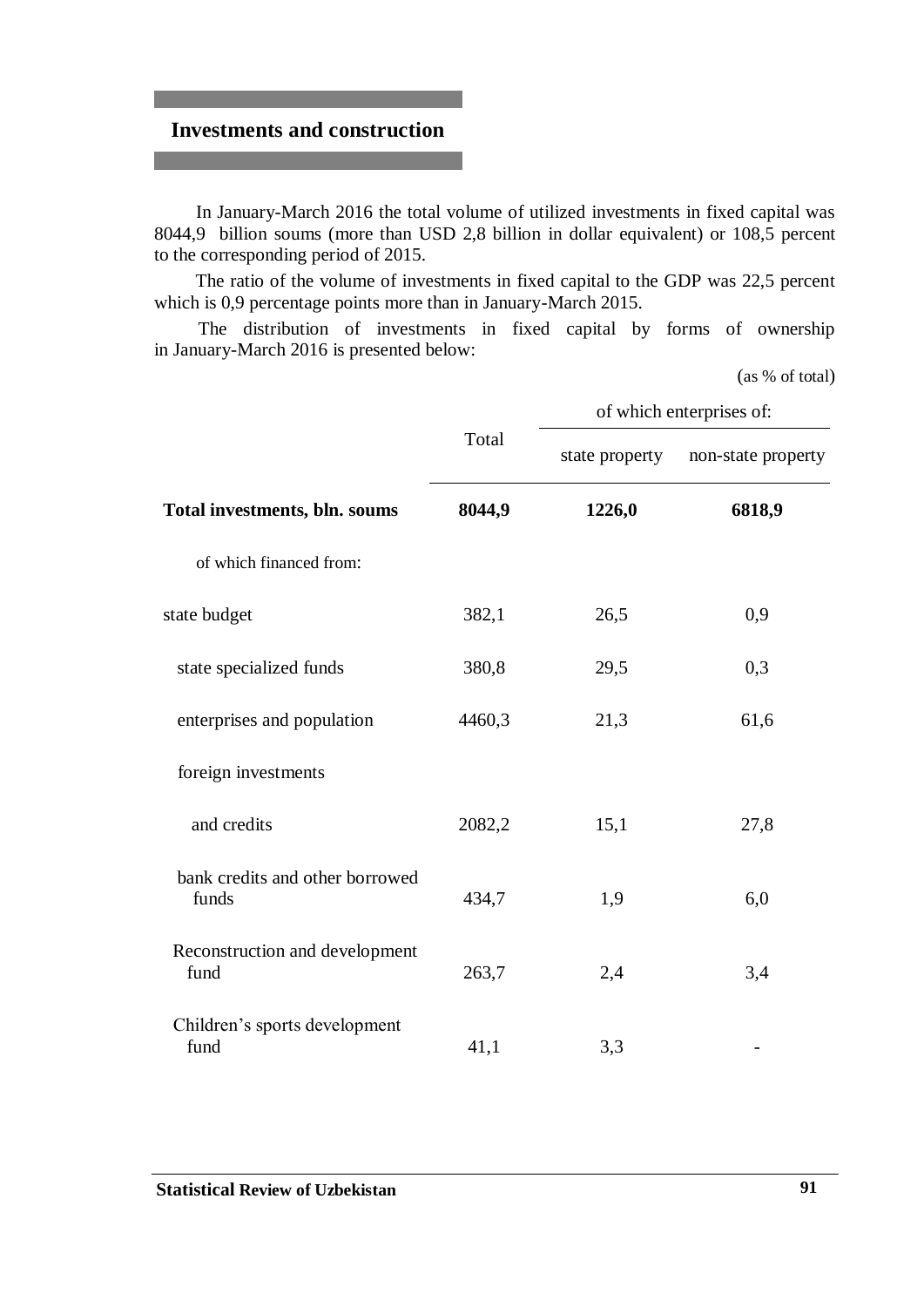## Investments and construction

In January-March 2016 the total volume of utilized investments in fixed capital was 8044,9 billion soums (more than USD 2,8 billion in dollar equivalent) or 108,5 percent to the corresponding period of 2015.

The ratio of the volume of investments in fixed capital to the GDP was 22,5 percent which is 0,9 percentage points more than in January-March 2015.

The distribution of investments in fixed capital by forms of ownership in January-March 2016 is presented below:

(as % of total)

| | Total | of which enterprises of: | |
|---|---|---|---|
| | | state property | non-state property |
| **Total investments, bln. soums** | **8044,9** | **1226,0** | **6818,9** |
| of which financed from: | | | |
| state budget | 382,1 | 26,5 | 0,9 |
| state specialized funds | 380,8 | 29,5 | 0,3 |
| enterprises and population | 4460,3 | 21,3 | 61,6 |
| foreign investments and credits | 2082,2 | 15,1 | 27,8 |
| bank credits and other borrowed funds | 434,7 | 1,9 | 6,0 |
| Reconstruction and development fund | 263,7 | 2,4 | 3,4 |
| Children's sports development fund | 41,1 | 3,3 | - |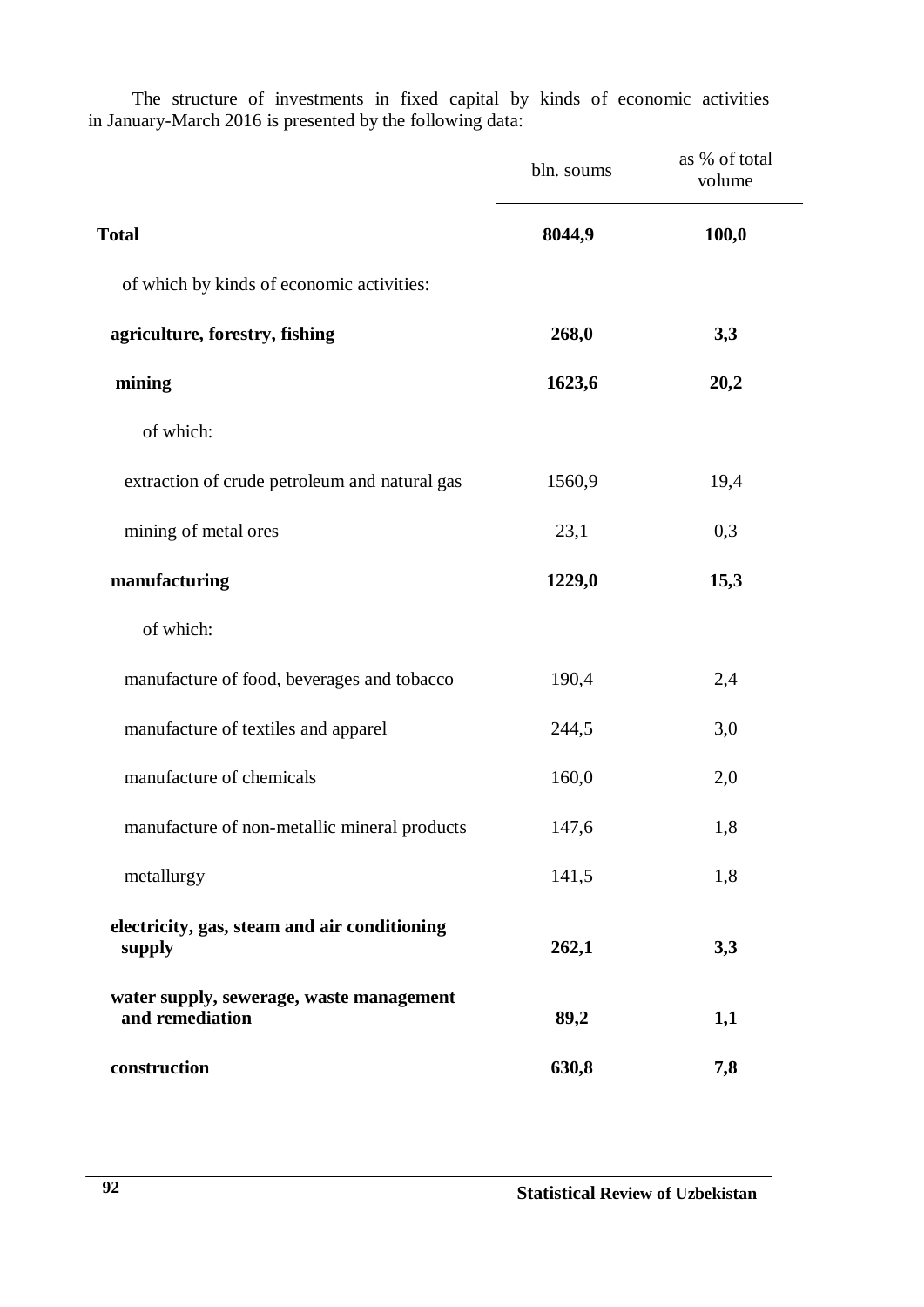The structure of investments in fixed capital by kinds of economic activities in January-March 2016 is presented by the following data:

| | bln. soums | as % of total volume |
|---|---|---|
| **Total** | **8044,9** | **100,0** |
| of which by kinds of economic activities: | | |
| **agriculture, forestry, fishing** | **268,0** | **3,3** |
| **mining** | **1623,6** | **20,2** |
| of which: | | |
| extraction of crude petroleum and natural gas | 1560,9 | 19,4 |
| mining of metal ores | 23,1 | 0,3 |
| **manufacturing** | **1229,0** | **15,3** |
| of which: | | |
| manufacture of food, beverages and tobacco | 190,4 | 2,4 |
| manufacture of textiles and apparel | 244,5 | 3,0 |
| manufacture of chemicals | 160,0 | 2,0 |
| manufacture of non-metallic mineral products | 147,6 | 1,8 |
| metallurgy | 141,5 | 1,8 |
| **electricity, gas, steam and air conditioning supply** | **262,1** | **3,3** |
| **water supply, sewerage, waste management and remediation** | **89,2** | **1,1** |
| **construction** | **630,8** | **7,8** |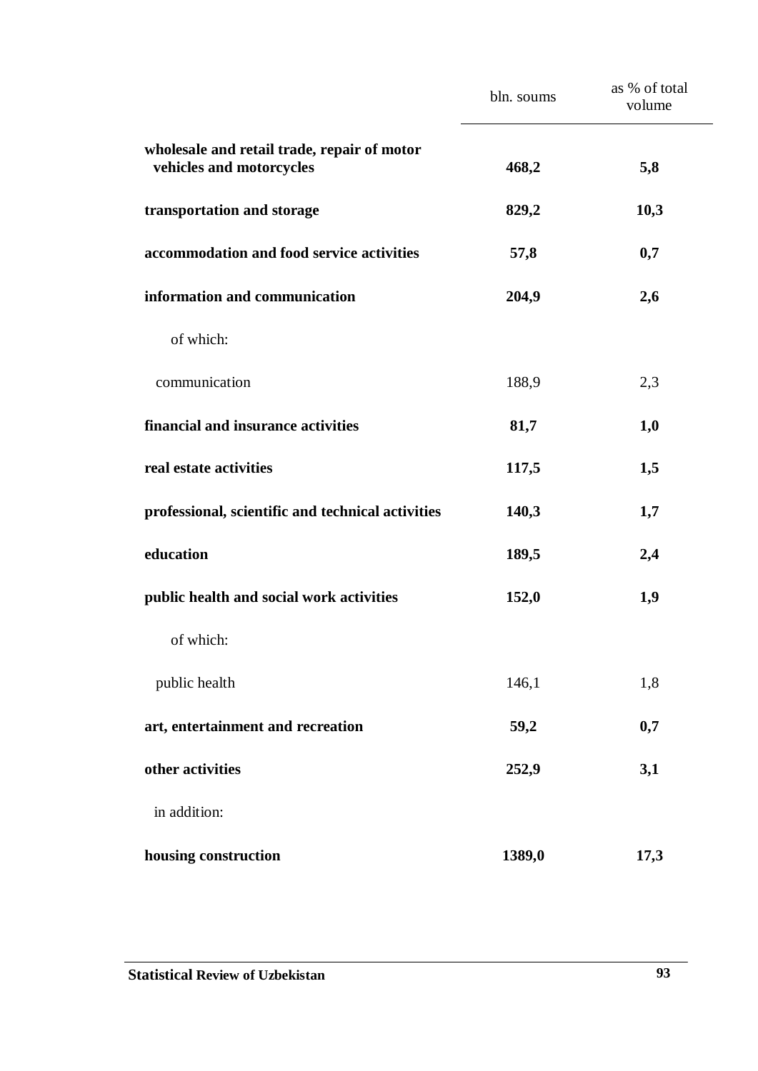| | bln. soums | as % of total volume |
|---|---|---|
| **wholesale and retail trade, repair of motor vehicles and motorcycles** | **468,2** | **5,8** |
| **transportation and storage** | **829,2** | **10,3** |
| **accommodation and food service activities** | **57,8** | **0,7** |
| **information and communication** | **204,9** | **2,6** |
| of which: | | |
| communication | 188,9 | 2,3 |
| **financial and insurance activities** | **81,7** | **1,0** |
| **real estate activities** | **117,5** | **1,5** |
| **professional, scientific and technical activities** | **140,3** | **1,7** |
| **education** | **189,5** | **2,4** |
| **public health and social work activities** | **152,0** | **1,9** |
| of which: | | |
| public health | 146,1 | 1,8 |
| **art, entertainment and recreation** | **59,2** | **0,7** |
| **other activities** | **252,9** | **3,1** |
| in addition: | | |
| **housing construction** | **1389,0** | **17,3** |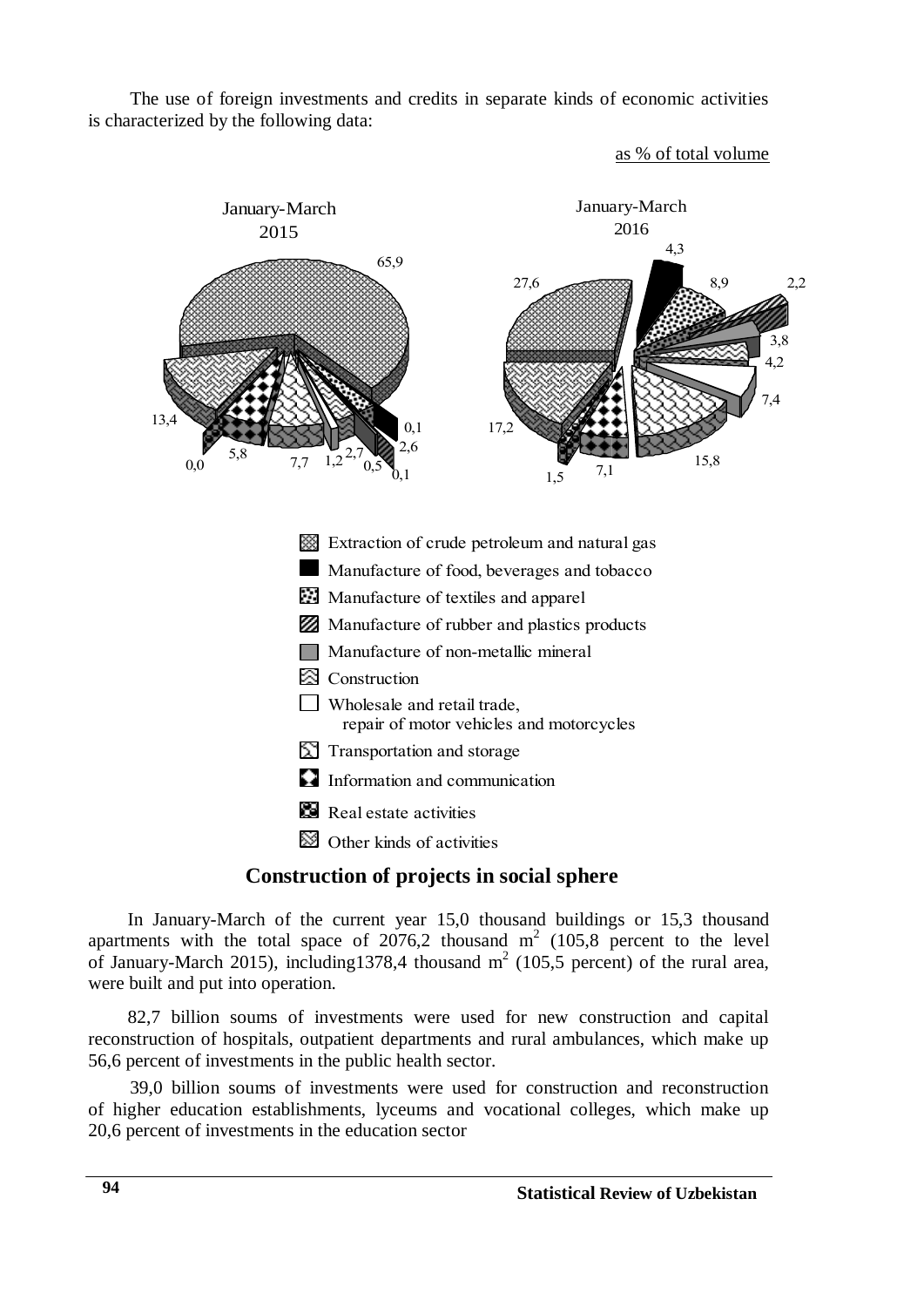The use of foreign investments and credits in separate kinds of economic activities is characterized by the following data:

as % of total volume

January-March 2015

65,9

13,4

0,0 5,8 7,7 1,2 2,7 0,5 0,1 2,6 0,1

January-March 2016

27,6 4,3 8,9 2,2 3,8 4,2 7,4 15,8 7,1 1,5 17,2

- Extraction of crude petroleum and natural gas
- Manufacture of food, beverages and tobacco
- Manufacture of textiles and apparel
- Manufacture of rubber and plastics products
- Manufacture of non-metallic mineral
- Construction
- Wholesale and retail trade, repair of motor vehicles and motorcycles
- Transportation and storage
- Information and communication
- Real estate activities
- Other kinds of activities

## Construction of projects in social sphere

In January-March of the current year 15,0 thousand buildings or 15,3 thousand apartments with the total space of 2076,2 thousand $m^2$ (105,8 percent to the level of January-March 2015), including1378,4 thousand $m^2$ (105,5 percent) of the rural area, were built and put into operation.

82,7 billion soums of investments were used for new construction and capital reconstruction of hospitals, outpatient departments and rural ambulances, which make up 56,6 percent of investments in the public health sector.

39,0 billion soums of investments were used for construction and reconstruction of higher education establishments, lyceums and vocational colleges, which make up 20,6 percent of investments in the education sector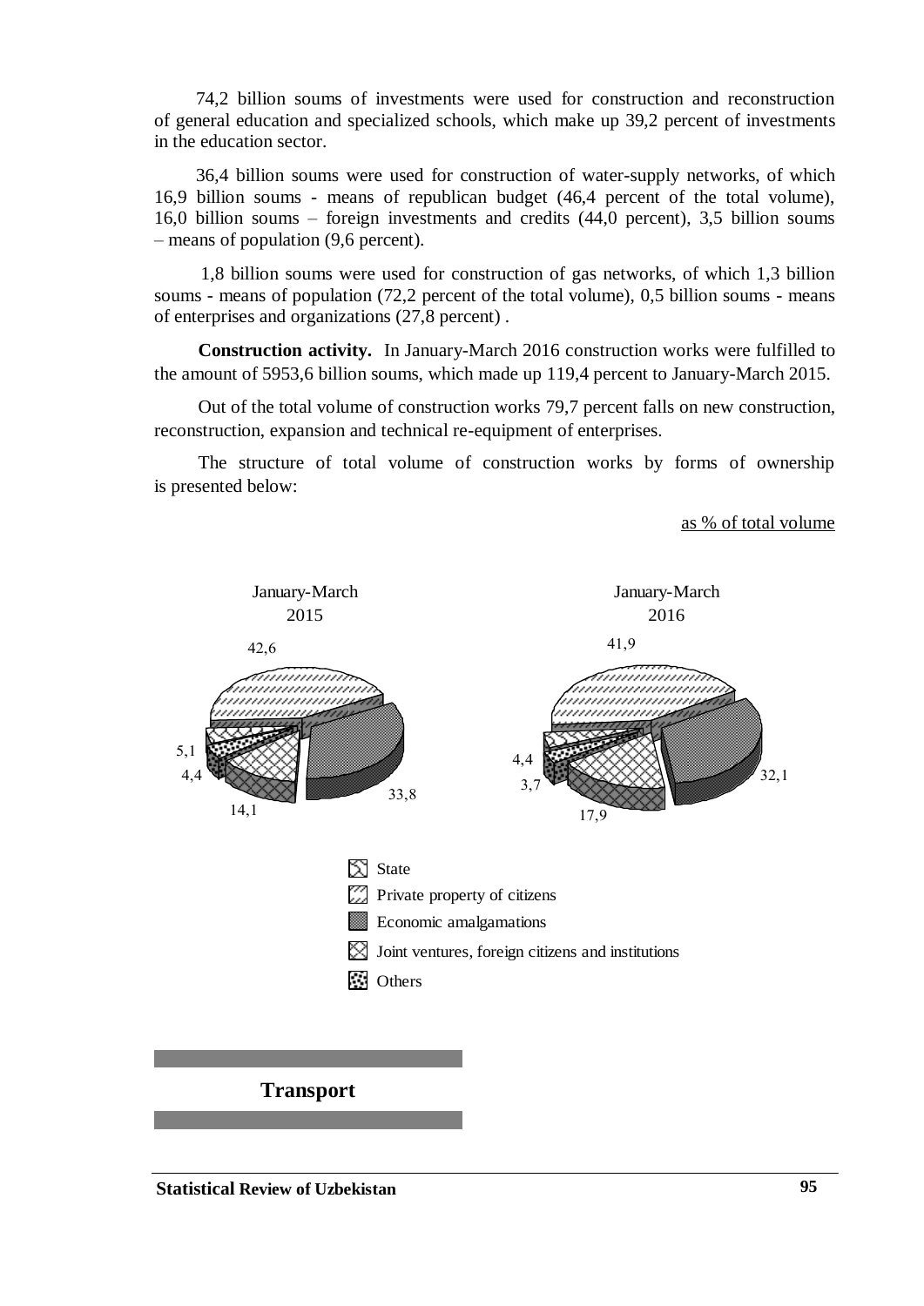74,2 billion soums of investments were used for construction and reconstruction of general education and specialized schools, which make up 39,2 percent of investments in the education sector.

36,4 billion soums were used for construction of water-supply networks, of which 16,9 billion soums - means of republican budget (46,4 percent of the total volume), 16,0 billion soums – foreign investments and credits (44,0 percent), 3,5 billion soums – means of population (9,6 percent).

1,8 billion soums were used for construction of gas networks, of which 1,3 billion soums - means of population (72,2 percent of the total volume), 0,5 billion soums - means of enterprises and organizations (27,8 percent) .

**Construction activity.** In January-March 2016 construction works were fulfilled to the amount of 5953,6 billion soums, which made up 119,4 percent to January-March 2015.

Out of the total volume of construction works 79,7 percent falls on new construction, reconstruction, expansion and technical re-equipment of enterprises.

The structure of total volume of construction works by forms of ownership is presented below:

as % of total volume

January-March 2015

42,6

5,1

4,4

14,1

33,8

January-March 2016

41,9

4,4

3,7

17,9

32,1

State

Private property of citizens

Economic amalgamations

Joint ventures, foreign citizens and institutions

Others

## Transport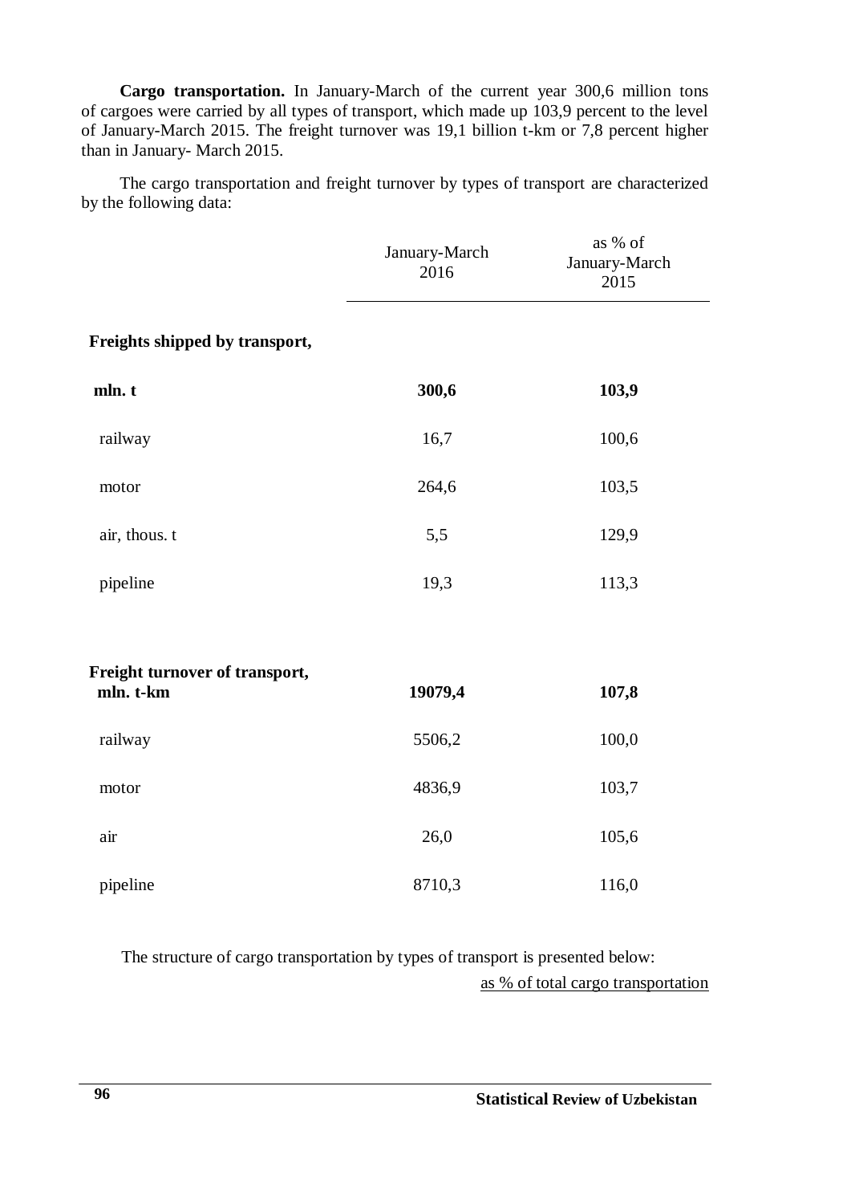**Cargo transportation.** In January-March of the current year 300,6 million tons of cargoes were carried by all types of transport, which made up 103,9 percent to the level of January-March 2015. The freight turnover was 19,1 billion t-km or 7,8 percent higher than in January- March 2015.

The cargo transportation and freight turnover by types of transport are characterized by the following data:

| | January-March 2016 | as % of January-March 2015 |
|---|---|---|
| **Freights shipped by transport,** | | |
| **mln. t** | **300,6** | **103,9** |
| railway | 16,7 | 100,6 |
| motor | 264,6 | 103,5 |
| air, thous. t | 5,5 | 129,9 |
| pipeline | 19,3 | 113,3 |
| **Freight turnover of transport, mln. t-km** | **19079,4** | **107,8** |
| railway | 5506,2 | 100,0 |
| motor | 4836,9 | 103,7 |
| air | 26,0 | 105,6 |
| pipeline | 8710,3 | 116,0 |

The structure of cargo transportation by types of transport is presented below:

as % of total cargo transportation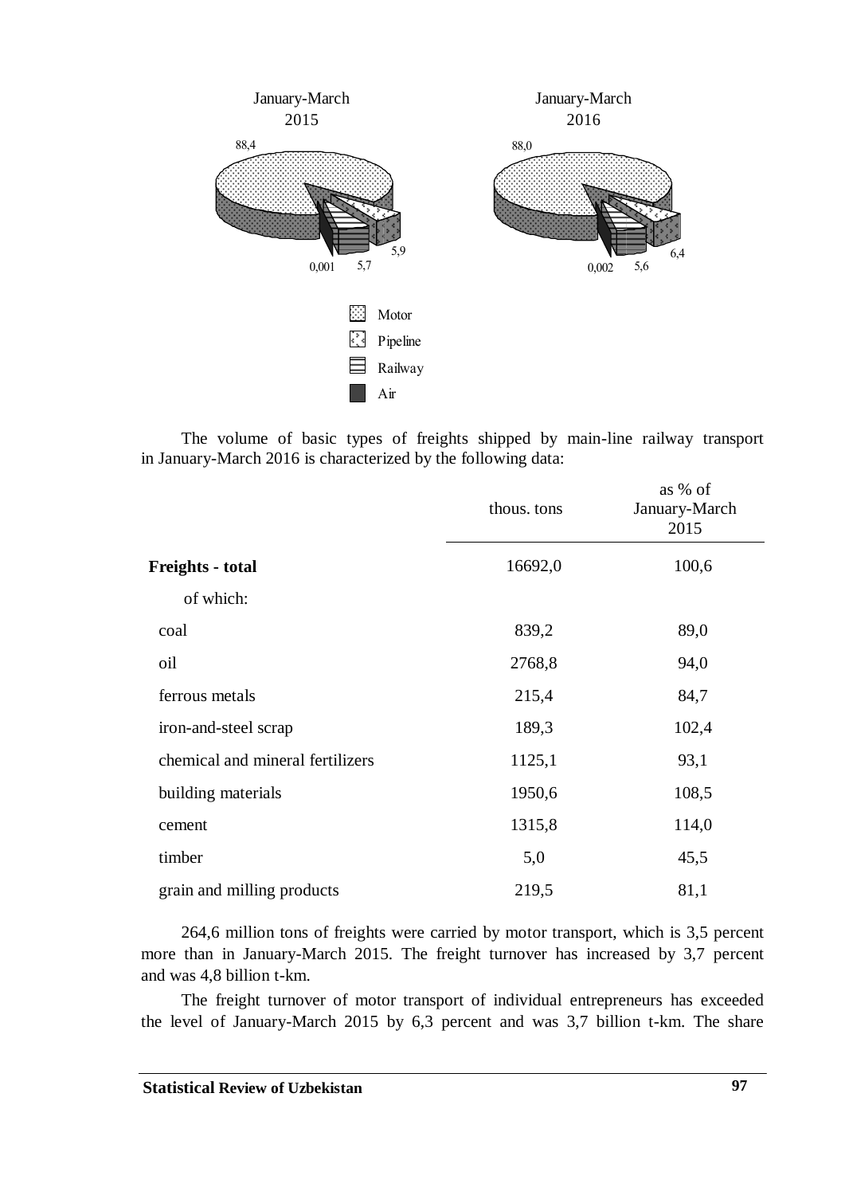January-March
2015

88,4

5,9

0,001 5,7

January-March
2016

88,0

6,4

0,002 5,6

Motor

Pipeline

Railway

Air

The volume of basic types of freights shipped by main-line railway transport in January-March 2016 is characterized by the following data:

| | thous. tons | as % of January-March 2015 |
|---|---|---|
| **Freights - total** | 16692,0 | 100,6 |
| of which: | | |
| coal | 839,2 | 89,0 |
| oil | 2768,8 | 94,0 |
| ferrous metals | 215,4 | 84,7 |
| iron-and-steel scrap | 189,3 | 102,4 |
| chemical and mineral fertilizers | 1125,1 | 93,1 |
| building materials | 1950,6 | 108,5 |
| cement | 1315,8 | 114,0 |
| timber | 5,0 | 45,5 |
| grain and milling products | 219,5 | 81,1 |

264,6 million tons of freights were carried by motor transport, which is 3,5 percent more than in January-March 2015. The freight turnover has increased by 3,7 percent and was 4,8 billion t-km.

The freight turnover of motor transport of individual entrepreneurs has exceeded the level of January-March 2015 by 6,3 percent and was 3,7 billion t-km. The share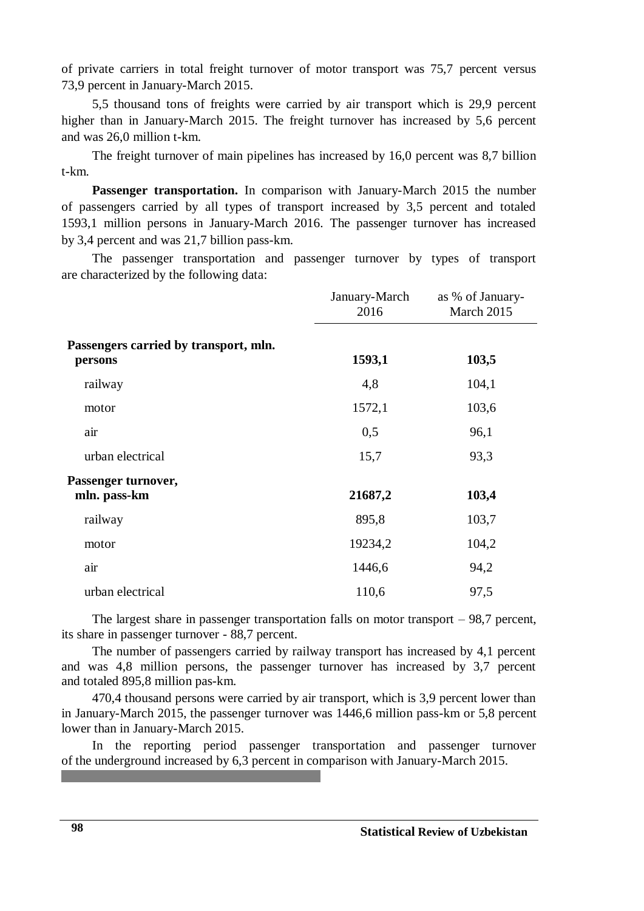of private carriers in total freight turnover of motor transport was 75,7 percent versus 73,9 percent in January-March 2015.

5,5 thousand tons of freights were carried by air transport which is 29,9 percent higher than in January-March 2015. The freight turnover has increased by 5,6 percent and was 26,0 million t-km.

The freight turnover of main pipelines has increased by 16,0 percent was 8,7 billion t-km.

**Passenger transportation.** In comparison with January-March 2015 the number of passengers carried by all types of transport increased by 3,5 percent and totaled 1593,1 million persons in January-March 2016. The passenger turnover has increased by 3,4 percent and was 21,7 billion pass-km.

The passenger transportation and passenger turnover by types of transport are characterized by the following data:

| | January-March 2016 | as % of January-March 2015 |
|---|---|---|
| **Passengers carried by transport, mln. persons** | **1593,1** | **103,5** |
| railway | 4,8 | 104,1 |
| motor | 1572,1 | 103,6 |
| air | 0,5 | 96,1 |
| urban electrical | 15,7 | 93,3 |
| **Passenger turnover, mln. pass-km** | **21687,2** | **103,4** |
| railway | 895,8 | 103,7 |
| motor | 19234,2 | 104,2 |
| air | 1446,6 | 94,2 |
| urban electrical | 110,6 | 97,5 |

The largest share in passenger transportation falls on motor transport – 98,7 percent, its share in passenger turnover - 88,7 percent.

The number of passengers carried by railway transport has increased by 4,1 percent and was 4,8 million persons, the passenger turnover has increased by 3,7 percent and totaled 895,8 million pas-km.

470,4 thousand persons were carried by air transport, which is 3,9 percent lower than in January-March 2015, the passenger turnover was 1446,6 million pass-km or 5,8 percent lower than in January-March 2015.

In the reporting period passenger transportation and passenger turnover of the underground increased by 6,3 percent in comparison with January-March 2015.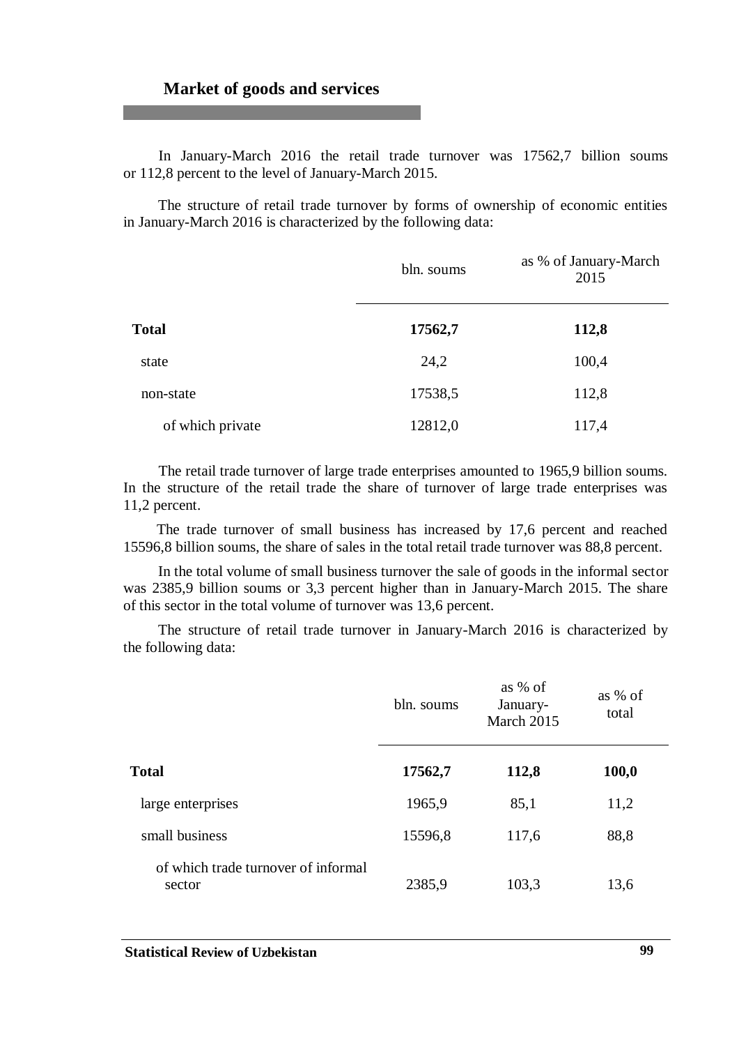## Market of goods and services

In January-March 2016 the retail trade turnover was 17562,7 billion soums or 112,8 percent to the level of January-March 2015.

The structure of retail trade turnover by forms of ownership of economic entities in January-March 2016 is characterized by the following data:

| | bln. soums | as % of January-March 2015 |
|---|---|---|
| **Total** | **17562,7** | **112,8** |
| state | 24,2 | 100,4 |
| non-state | 17538,5 | 112,8 |
| of which private | 12812,0 | 117,4 |

The retail trade turnover of large trade enterprises amounted to 1965,9 billion soums. In the structure of the retail trade the share of turnover of large trade enterprises was 11,2 percent.

The trade turnover of small business has increased by 17,6 percent and reached 15596,8 billion soums, the share of sales in the total retail trade turnover was 88,8 percent.

In the total volume of small business turnover the sale of goods in the informal sector was 2385,9 billion soums or 3,3 percent higher than in January-March 2015. The share of this sector in the total volume of turnover was 13,6 percent.

The structure of retail trade turnover in January-March 2016 is characterized by the following data:

| | bln. soums | as % of January-March 2015 | as % of total |
|---|---|---|---|
| **Total** | **17562,7** | **112,8** | **100,0** |
| large enterprises | 1965,9 | 85,1 | 11,2 |
| small business | 15596,8 | 117,6 | 88,8 |
| of which trade turnover of informal sector | 2385,9 | 103,3 | 13,6 |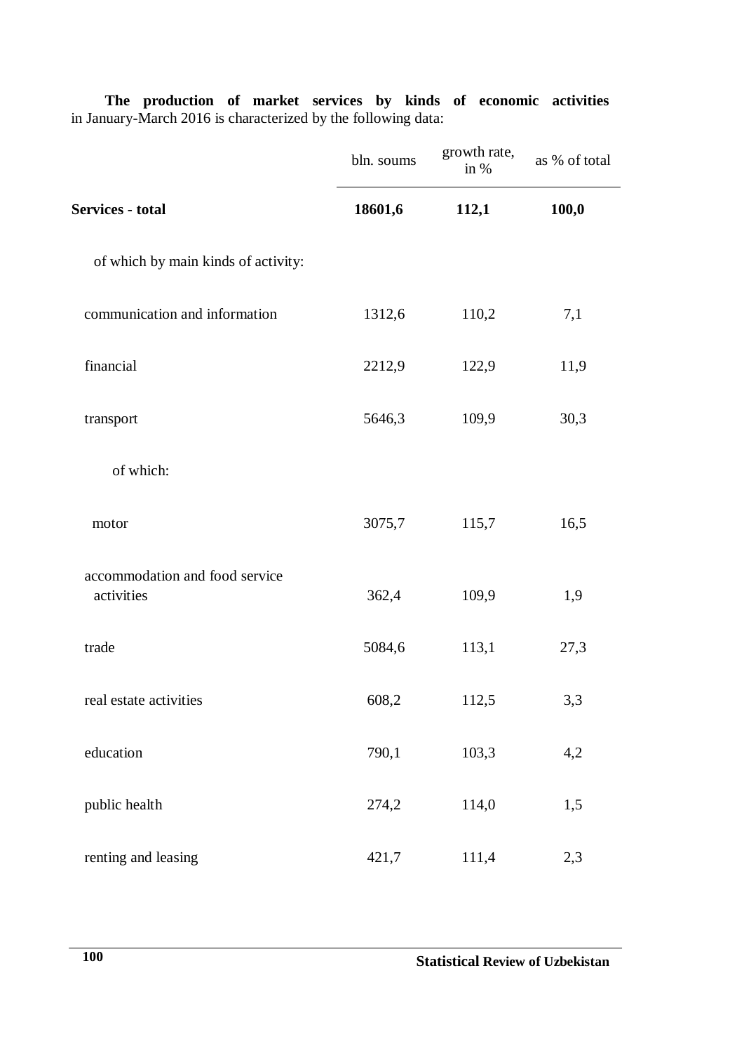**The production of market services by kinds of economic activities** in January-March 2016 is characterized by the following data:

| | bln. soums | growth rate, in % | as % of total |
|---|---|---|---|
| **Services - total** | **18601,6** | **112,1** | **100,0** |
| of which by main kinds of activity: | | | |
| communication and information | 1312,6 | 110,2 | 7,1 |
| financial | 2212,9 | 122,9 | 11,9 |
| transport | 5646,3 | 109,9 | 30,3 |
| of which: | | | |
| motor | 3075,7 | 115,7 | 16,5 |
| accommodation and food service activities | 362,4 | 109,9 | 1,9 |
| trade | 5084,6 | 113,1 | 27,3 |
| real estate activities | 608,2 | 112,5 | 3,3 |
| education | 790,1 | 103,3 | 4,2 |
| public health | 274,2 | 114,0 | 1,5 |
| renting and leasing | 421,7 | 111,4 | 2,3 |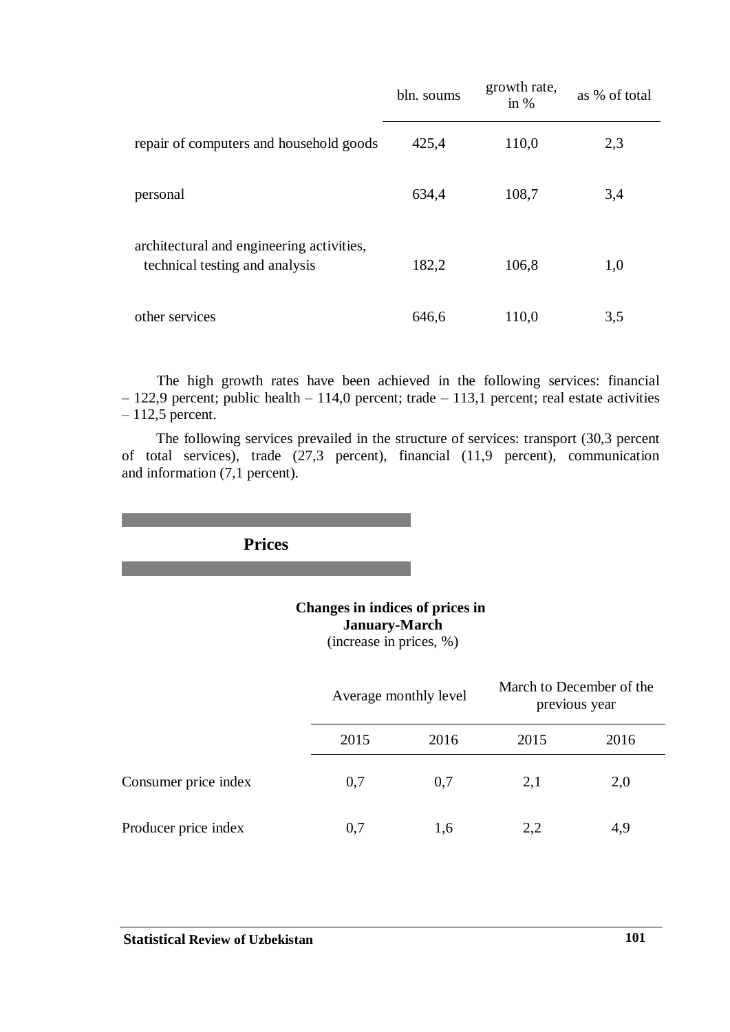| | bln. soums | growth rate, in % | as % of total |
|---|---|---|---|
| repair of computers and household goods | 425,4 | 110,0 | 2,3 |
| personal | 634,4 | 108,7 | 3,4 |
| architectural and engineering activities, technical testing and analysis | 182,2 | 106,8 | 1,0 |
| other services | 646,6 | 110,0 | 3,5 |

The high growth rates have been achieved in the following services: financial – 122,9 percent; public health – 114,0 percent; trade – 113,1 percent; real estate activities – 112,5 percent.

The following services prevailed in the structure of services: transport (30,3 percent of total services), trade (27,3 percent), financial (11,9 percent), communication and information (7,1 percent).

## Prices

**Changes in indices of prices in January-March**
(increase in prices, %)

| | Average monthly level | | March to December of the previous year | |
|---|---|---|---|---|
| | 2015 | 2016 | 2015 | 2016 |
| Consumer price index | 0,7 | 0,7 | 2,1 | 2,0 |
| Producer price index | 0,7 | 1,6 | 2,2 | 4,9 |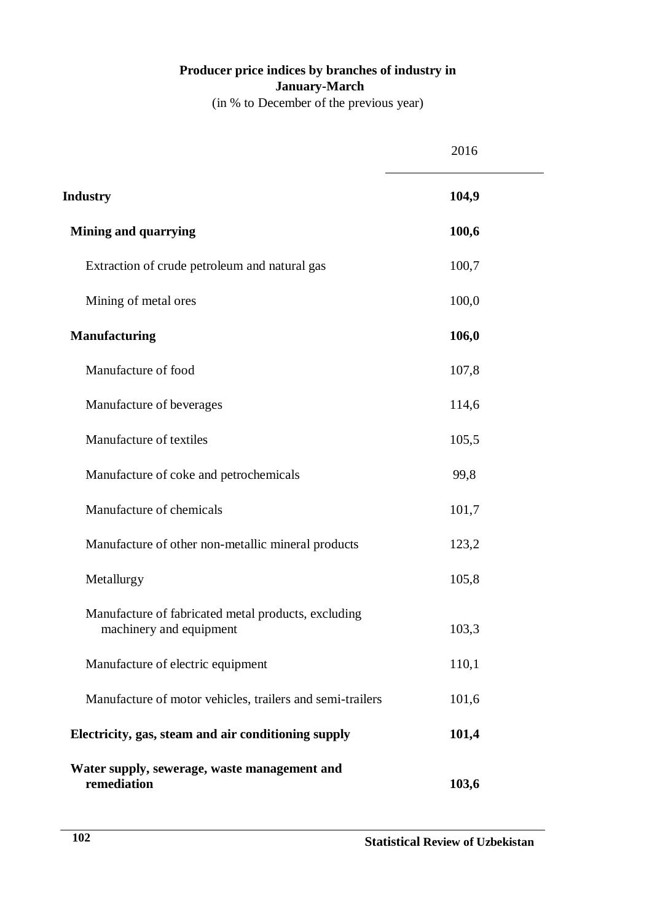**Producer price indices by branches of industry in January-March**

(in % to December of the previous year)

| | 2016 |
|---|---|
| **Industry** | **104,9** |
| **Mining and quarrying** | **100,6** |
| Extraction of crude petroleum and natural gas | 100,7 |
| Mining of metal ores | 100,0 |
| **Manufacturing** | **106,0** |
| Manufacture of food | 107,8 |
| Manufacture of beverages | 114,6 |
| Manufacture of textiles | 105,5 |
| Manufacture of coke and petrochemicals | 99,8 |
| Manufacture of chemicals | 101,7 |
| Manufacture of other non-metallic mineral products | 123,2 |
| Metallurgy | 105,8 |
| Manufacture of fabricated metal products, excluding machinery and equipment | 103,3 |
| Manufacture of electric equipment | 110,1 |
| Manufacture of motor vehicles, trailers and semi-trailers | 101,6 |
| **Electricity, gas, steam and air conditioning supply** | **101,4** |
| **Water supply, sewerage, waste management and remediation** | **103,6** |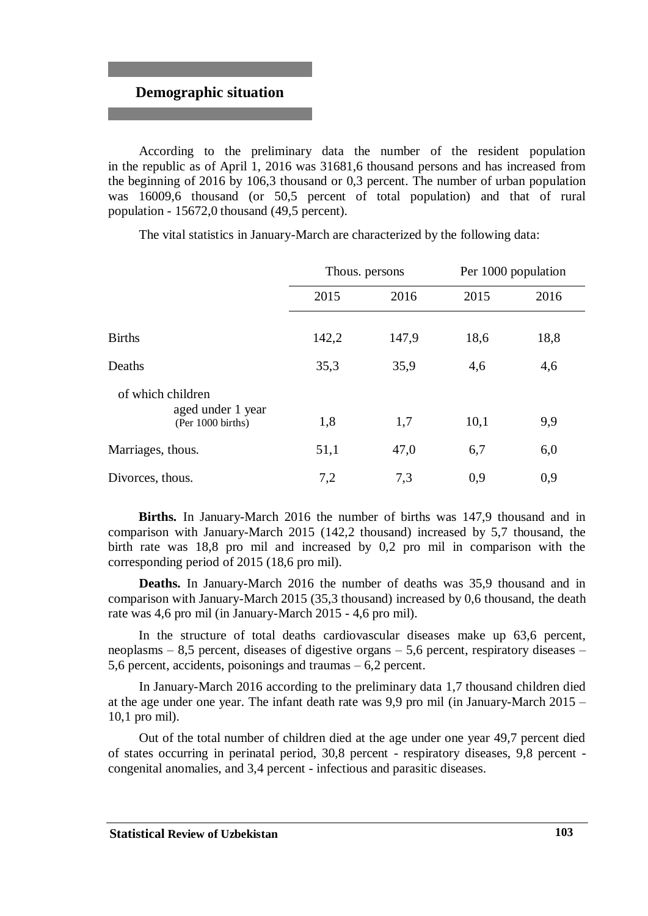## Demographic situation

According to the preliminary data the number of the resident population in the republic as of April 1, 2016 was 31681,6 thousand persons and has increased from the beginning of 2016 by 106,3 thousand or 0,3 percent. The number of urban population was 16009,6 thousand (or 50,5 percent of total population) and that of rural population - 15672,0 thousand (49,5 percent).

The vital statistics in January-March are characterized by the following data:

| | Thous. persons | | Per 1000 population | |
|---|---|---|---|---|
| | 2015 | 2016 | 2015 | 2016 |
| Births | 142,2 | 147,9 | 18,6 | 18,8 |
| Deaths | 35,3 | 35,9 | 4,6 | 4,6 |
| of which children aged under 1 year (Per 1000 births) | 1,8 | 1,7 | 10,1 | 9,9 |
| Marriages, thous. | 51,1 | 47,0 | 6,7 | 6,0 |
| Divorces, thous. | 7,2 | 7,3 | 0,9 | 0,9 |

**Births.** In January-March 2016 the number of births was 147,9 thousand and in comparison with January-March 2015 (142,2 thousand) increased by 5,7 thousand, the birth rate was 18,8 pro mil and increased by 0,2 pro mil in comparison with the corresponding period of 2015 (18,6 pro mil).

**Deaths.** In January-March 2016 the number of deaths was 35,9 thousand and in comparison with January-March 2015 (35,3 thousand) increased by 0,6 thousand, the death rate was 4,6 pro mil (in January-March 2015 - 4,6 pro mil).

In the structure of total deaths cardiovascular diseases make up 63,6 percent, neoplasms – 8,5 percent, diseases of digestive organs – 5,6 percent, respiratory diseases – 5,6 percent, accidents, poisonings and traumas – 6,2 percent.

In January-March 2016 according to the preliminary data 1,7 thousand children died at the age under one year. The infant death rate was 9,9 pro mil (in January-March 2015 – 10,1 pro mil).

Out of the total number of children died at the age under one year 49,7 percent died of states occurring in perinatal period, 30,8 percent - respiratory diseases, 9,8 percent - congenital anomalies, and 3,4 percent - infectious and parasitic diseases.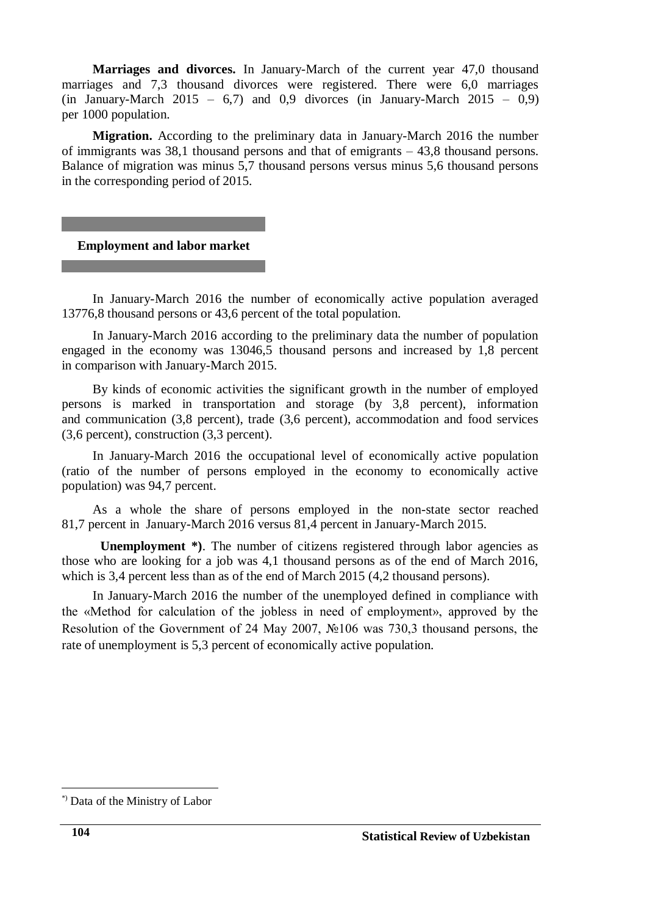**Marriages and divorces.** In January-March of the current year 47,0 thousand marriages and 7,3 thousand divorces were registered. There were 6,0 marriages (in January-March 2015 – 6,7) and 0,9 divorces (in January-March 2015 – 0,9) per 1000 population.

**Migration.** According to the preliminary data in January-March 2016 the number of immigrants was 38,1 thousand persons and that of emigrants – 43,8 thousand persons. Balance of migration was minus 5,7 thousand persons versus minus 5,6 thousand persons in the corresponding period of 2015.

## Employment and labor market

In January-March 2016 the number of economically active population averaged 13776,8 thousand persons or 43,6 percent of the total population.

In January-March 2016 according to the preliminary data the number of population engaged in the economy was 13046,5 thousand persons and increased by 1,8 percent in comparison with January-March 2015.

By kinds of economic activities the significant growth in the number of employed persons is marked in transportation and storage (by 3,8 percent), information and communication (3,8 percent), trade (3,6 percent), accommodation and food services (3,6 percent), construction (3,3 percent).

In January-March 2016 the occupational level of economically active population (ratio of the number of persons employed in the economy to economically active population) was 94,7 percent.

As a whole the share of persons employed in the non-state sector reached 81,7 percent in January-March 2016 versus 81,4 percent in January-March 2015.

**Unemployment \*)**. The number of citizens registered through labor agencies as those who are looking for a job was 4,1 thousand persons as of the end of March 2016, which is 3,4 percent less than as of the end of March 2015 (4,2 thousand persons).

In January-March 2016 the number of the unemployed defined in compliance with the «Method for calculation of the jobless in need of employment», approved by the Resolution of the Government of 24 May 2007, №106 was 730,3 thousand persons, the rate of unemployment is 5,3 percent of economically active population.

---

*) Data of the Ministry of Labor